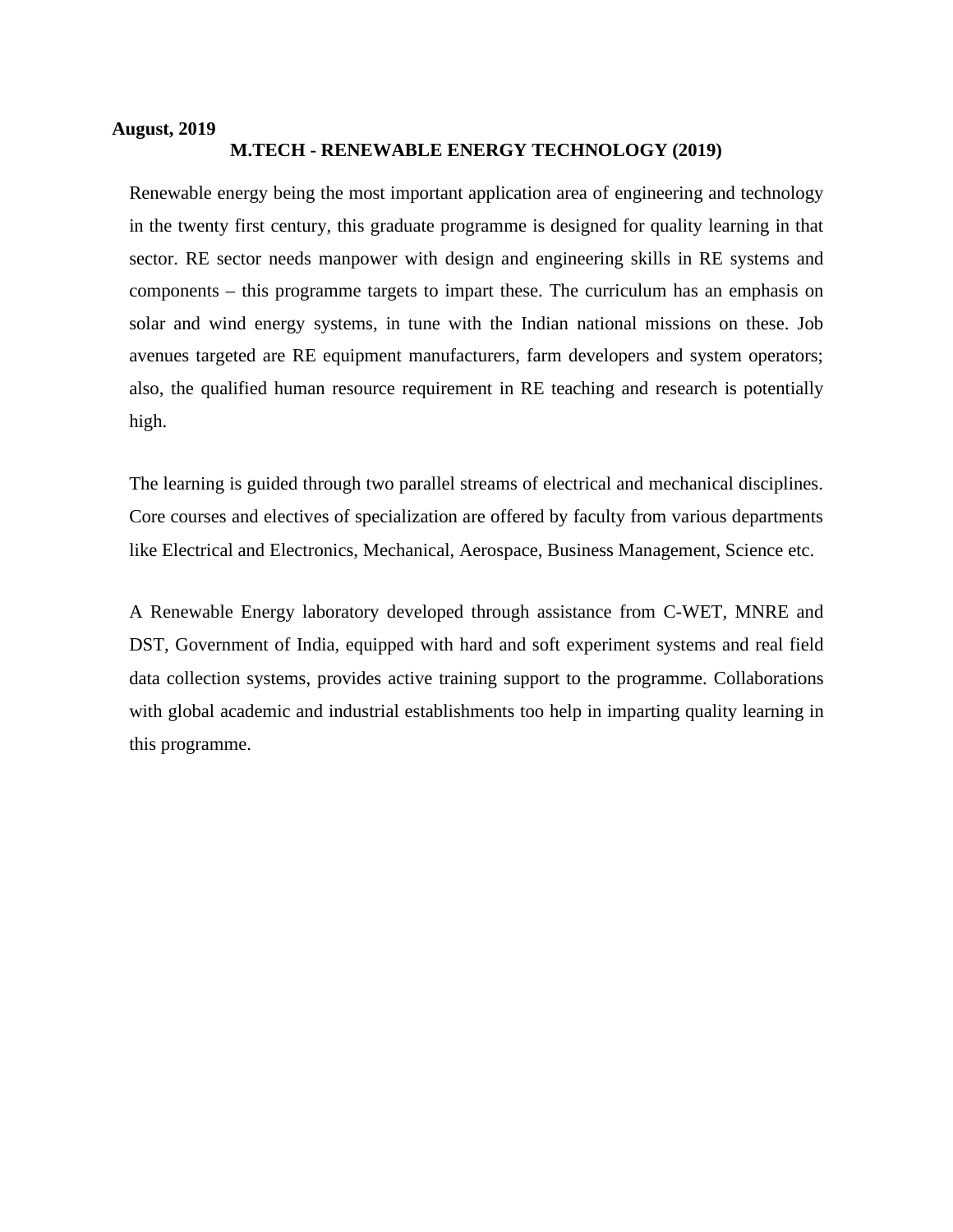**August, 2019**

# M.TECH - RENEWABLE ENERGY TECHNOLOGY (2019)

Renewable energy being the most important application area of engineering and technology in the twenty first century, this graduate programme is designed for quality learning in that sector. RE sector needs manpower with design and engineering skills in RE systems and components – this programme targets to impart these. The curriculum has an emphasis on solar and wind energy systems, in tune with the Indian national missions on these. Job avenues targeted are RE equipment manufacturers, farm developers and system operators; also, the qualified human resource requirement in RE teaching and research is potentially high.

The learning is guided through two parallel streams of electrical and mechanical disciplines. Core courses and electives of specialization are offered by faculty from various departments like Electrical and Electronics, Mechanical, Aerospace, Business Management, Science etc.

A Renewable Energy laboratory developed through assistance from C-WET, MNRE and DST, Government of India, equipped with hard and soft experiment systems and real field data collection systems, provides active training support to the programme. Collaborations with global academic and industrial establishments too help in imparting quality learning in this programme.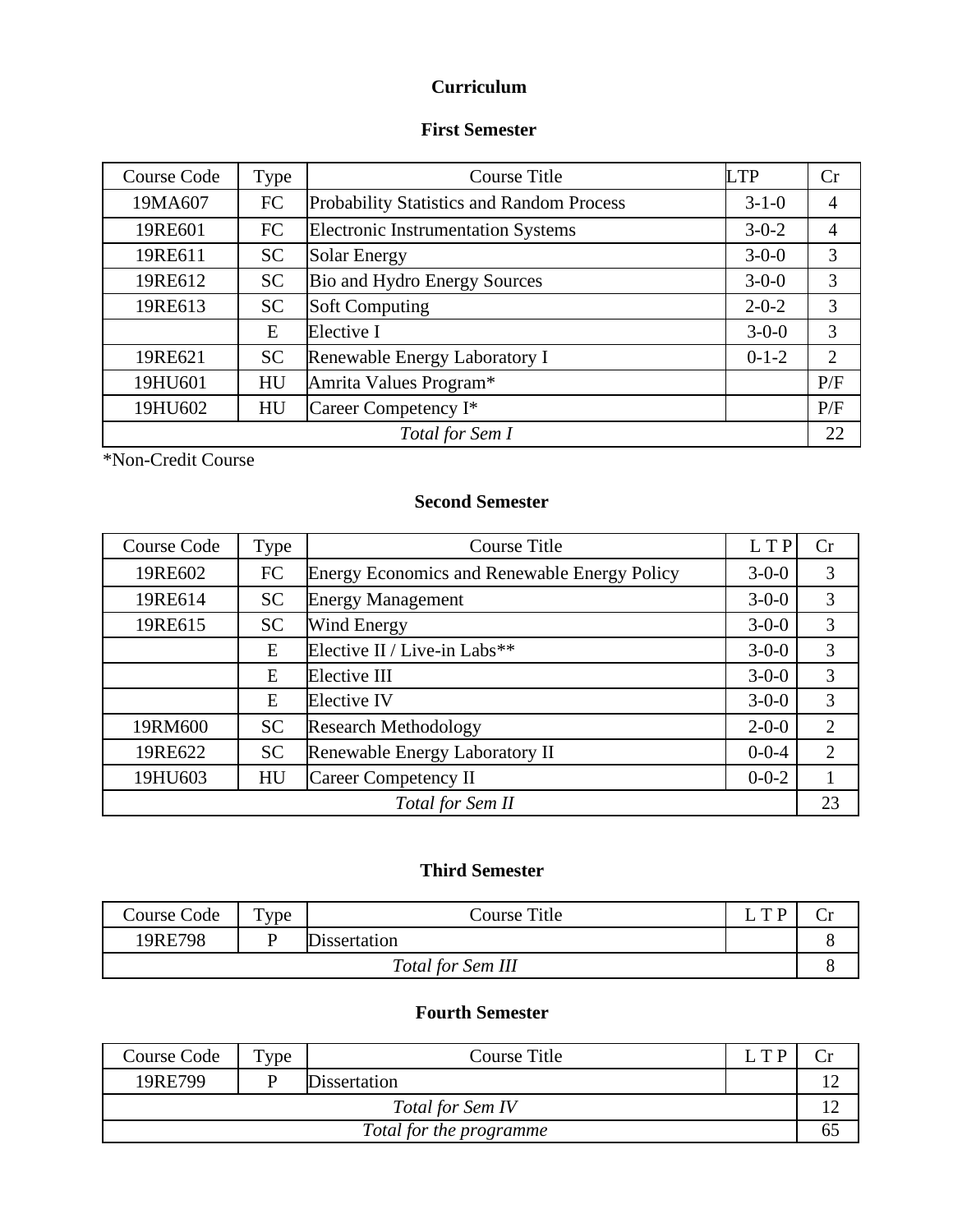# Curriculum

## First Semester

| Course Code | Type | Course Title | LTP | Cr |
|---|---|---|---|---|
| 19MA607 | FC | Probability Statistics and Random Process | 3-1-0 | 4 |
| 19RE601 | FC | Electronic Instrumentation Systems | 3-0-2 | 4 |
| 19RE611 | SC | Solar Energy | 3-0-0 | 3 |
| 19RE612 | SC | Bio and Hydro Energy Sources | 3-0-0 | 3 |
| 19RE613 | SC | Soft Computing | 2-0-2 | 3 |
| | E | Elective I | 3-0-0 | 3 |
| 19RE621 | SC | Renewable Energy Laboratory I | 0-1-2 | 2 |
| 19HU601 | HU | Amrita Values Program* | | P/F |
| 19HU602 | HU | Career Competency I* | | P/F |
| *Total for Sem I* | | | | 22 |

*Non-Credit Course

## Second Semester

| Course Code | Type | Course Title | L T P | Cr |
|---|---|---|---|---|
| 19RE602 | FC | Energy Economics and Renewable Energy Policy | 3-0-0 | 3 |
| 19RE614 | SC | Energy Management | 3-0-0 | 3 |
| 19RE615 | SC | Wind Energy | 3-0-0 | 3 |
| | E | Elective II / Live-in Labs** | 3-0-0 | 3 |
| | E | Elective III | 3-0-0 | 3 |
| | E | Elective IV | 3-0-0 | 3 |
| 19RM600 | SC | Research Methodology | 2-0-0 | 2 |
| 19RE622 | SC | Renewable Energy Laboratory II | 0-0-4 | 2 |
| 19HU603 | HU | Career Competency II | 0-0-2 | 1 |
| *Total for Sem II* | | | | 23 |

## Third Semester

| Course Code | Type | Course Title | L T P | Cr |
|---|---|---|---|---|
| 19RE798 | P | Dissertation | | 8 |
| *Total for Sem III* | | | | 8 |

## Fourth Semester

| Course Code | Type | Course Title | L T P | Cr |
|---|---|---|---|---|
| 19RE799 | P | Dissertation | | 12 |
| *Total for Sem IV* | | | | 12 |
| *Total for the programme* | | | | 65 |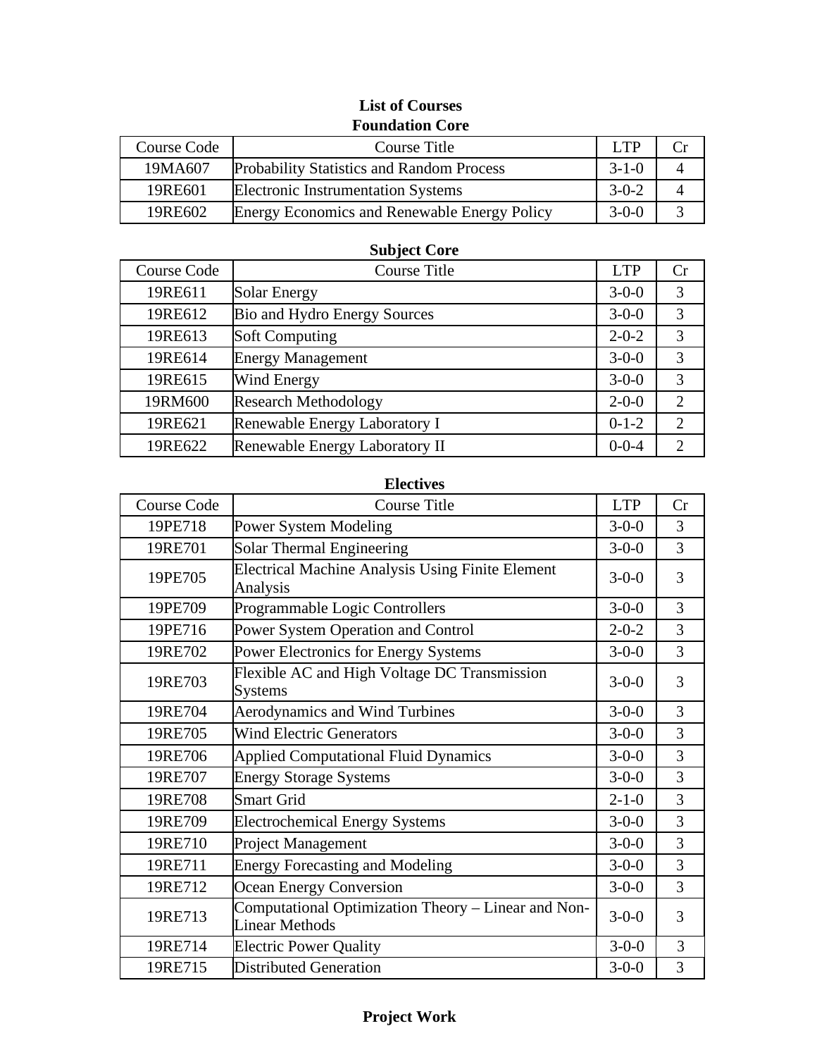# List of Courses

## Foundation Core

| Course Code | Course Title | LTP | Cr |
|---|---|---|---|
| 19MA607 | Probability Statistics and Random Process | 3-1-0 | 4 |
| 19RE601 | Electronic Instrumentation Systems | 3-0-2 | 4 |
| 19RE602 | Energy Economics and Renewable Energy Policy | 3-0-0 | 3 |

## Subject Core

| Course Code | Course Title | LTP | Cr |
|---|---|---|---|
| 19RE611 | Solar Energy | 3-0-0 | 3 |
| 19RE612 | Bio and Hydro Energy Sources | 3-0-0 | 3 |
| 19RE613 | Soft Computing | 2-0-2 | 3 |
| 19RE614 | Energy Management | 3-0-0 | 3 |
| 19RE615 | Wind Energy | 3-0-0 | 3 |
| 19RM600 | Research Methodology | 2-0-0 | 2 |
| 19RE621 | Renewable Energy Laboratory I | 0-1-2 | 2 |
| 19RE622 | Renewable Energy Laboratory II | 0-0-4 | 2 |

## Electives

| Course Code | Course Title | LTP | Cr |
|---|---|---|---|
| 19PE718 | Power System Modeling | 3-0-0 | 3 |
| 19RE701 | Solar Thermal Engineering | 3-0-0 | 3 |
| 19PE705 | Electrical Machine Analysis Using Finite Element Analysis | 3-0-0 | 3 |
| 19PE709 | Programmable Logic Controllers | 3-0-0 | 3 |
| 19PE716 | Power System Operation and Control | 2-0-2 | 3 |
| 19RE702 | Power Electronics for Energy Systems | 3-0-0 | 3 |
| 19RE703 | Flexible AC and High Voltage DC Transmission Systems | 3-0-0 | 3 |
| 19RE704 | Aerodynamics and Wind Turbines | 3-0-0 | 3 |
| 19RE705 | Wind Electric Generators | 3-0-0 | 3 |
| 19RE706 | Applied Computational Fluid Dynamics | 3-0-0 | 3 |
| 19RE707 | Energy Storage Systems | 3-0-0 | 3 |
| 19RE708 | Smart Grid | 2-1-0 | 3 |
| 19RE709 | Electrochemical Energy Systems | 3-0-0 | 3 |
| 19RE710 | Project Management | 3-0-0 | 3 |
| 19RE711 | Energy Forecasting and Modeling | 3-0-0 | 3 |
| 19RE712 | Ocean Energy Conversion | 3-0-0 | 3 |
| 19RE713 | Computational Optimization Theory – Linear and Non-Linear Methods | 3-0-0 | 3 |
| 19RE714 | Electric Power Quality | 3-0-0 | 3 |
| 19RE715 | Distributed Generation | 3-0-0 | 3 |

## Project Work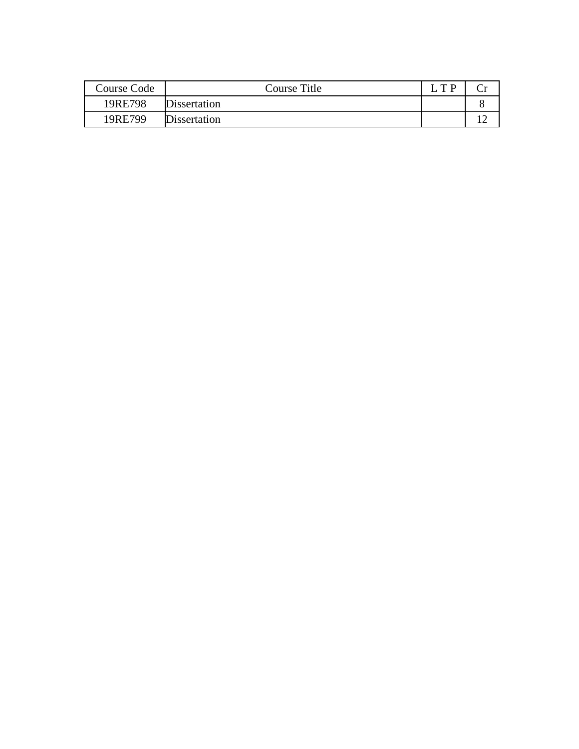| Course Code | Course Title | L T P | Cr |
|---|---|---|---|
| 19RE798 | Dissertation | | 8 |
| 19RE799 | Dissertation | | 12 |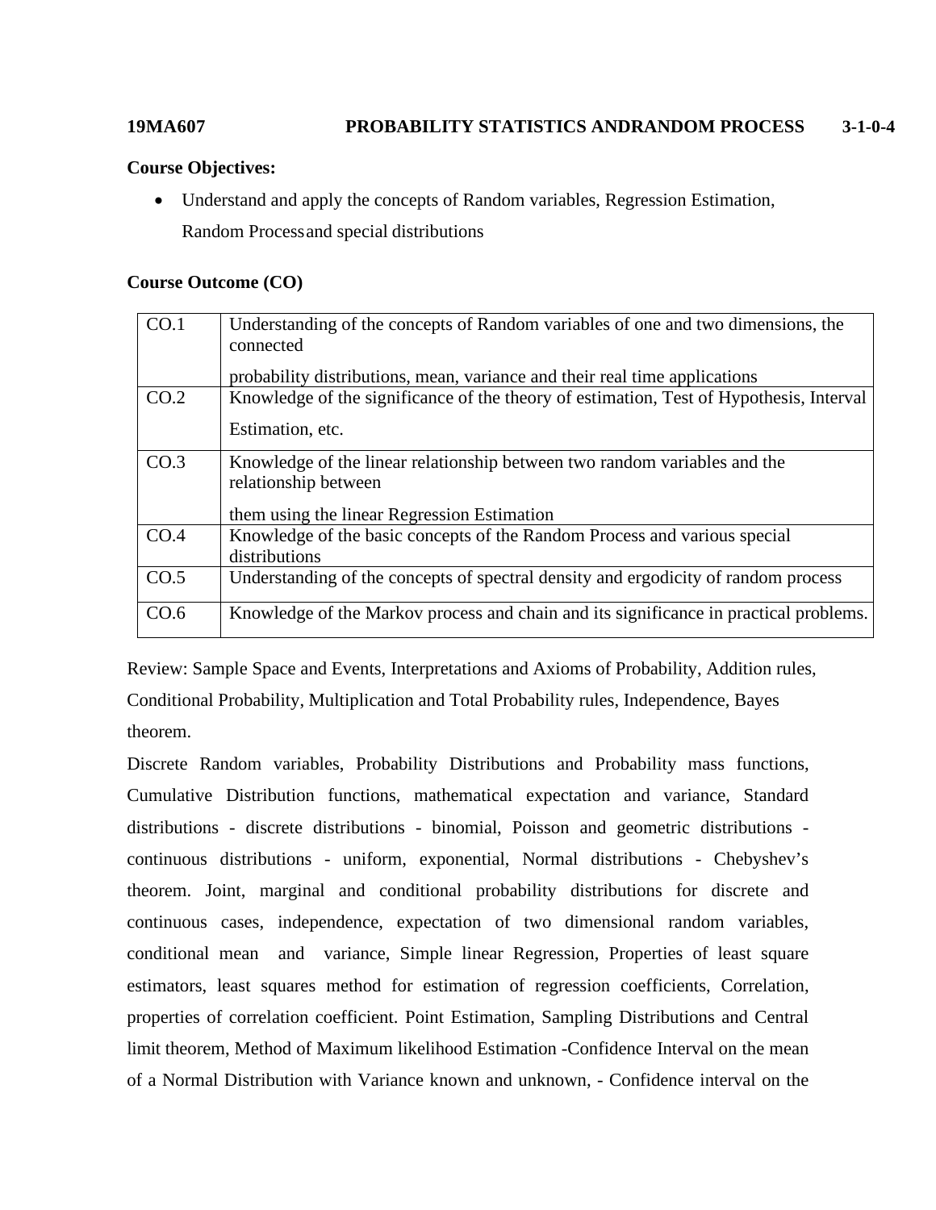**19MA607 PROBABILITY STATISTICS ANDRANDOM PROCESS 3-1-0-4**

**Course Objectives:**

- Understand and apply the concepts of Random variables, Regression Estimation, Random Processand special distributions

**Course Outcome (CO)**

| | |
|---|---|
| CO.1 | Understanding of the concepts of Random variables of one and two dimensions, the connected probability distributions, mean, variance and their real time applications |
| CO.2 | Knowledge of the significance of the theory of estimation, Test of Hypothesis, Interval Estimation, etc. |
| CO.3 | Knowledge of the linear relationship between two random variables and the relationship between them using the linear Regression Estimation |
| CO.4 | Knowledge of the basic concepts of the Random Process and various special distributions |
| CO.5 | Understanding of the concepts of spectral density and ergodicity of random process |
| CO.6 | Knowledge of the Markov process and chain and its significance in practical problems. |

Review: Sample Space and Events, Interpretations and Axioms of Probability, Addition rules, Conditional Probability, Multiplication and Total Probability rules, Independence, Bayes theorem.

Discrete Random variables, Probability Distributions and Probability mass functions, Cumulative Distribution functions, mathematical expectation and variance, Standard distributions - discrete distributions - binomial, Poisson and geometric distributions - continuous distributions - uniform, exponential, Normal distributions - Chebyshev's theorem. Joint, marginal and conditional probability distributions for discrete and continuous cases, independence, expectation of two dimensional random variables, conditional mean and variance, Simple linear Regression, Properties of least square estimators, least squares method for estimation of regression coefficients, Correlation, properties of correlation coefficient. Point Estimation, Sampling Distributions and Central limit theorem, Method of Maximum likelihood Estimation -Confidence Interval on the mean of a Normal Distribution with Variance known and unknown, - Confidence interval on the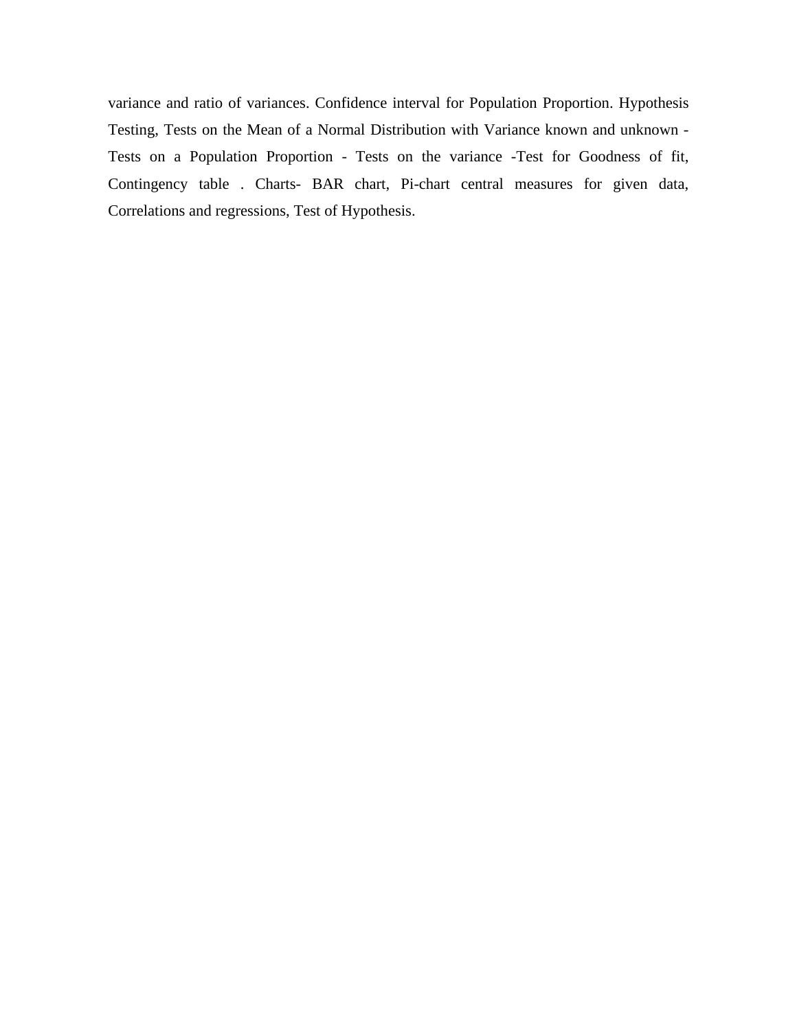variance and ratio of variances. Confidence interval for Population Proportion. Hypothesis Testing, Tests on the Mean of a Normal Distribution with Variance known and unknown - Tests on a Population Proportion - Tests on the variance -Test for Goodness of fit, Contingency table . Charts- BAR chart, Pi-chart central measures for given data, Correlations and regressions, Test of Hypothesis.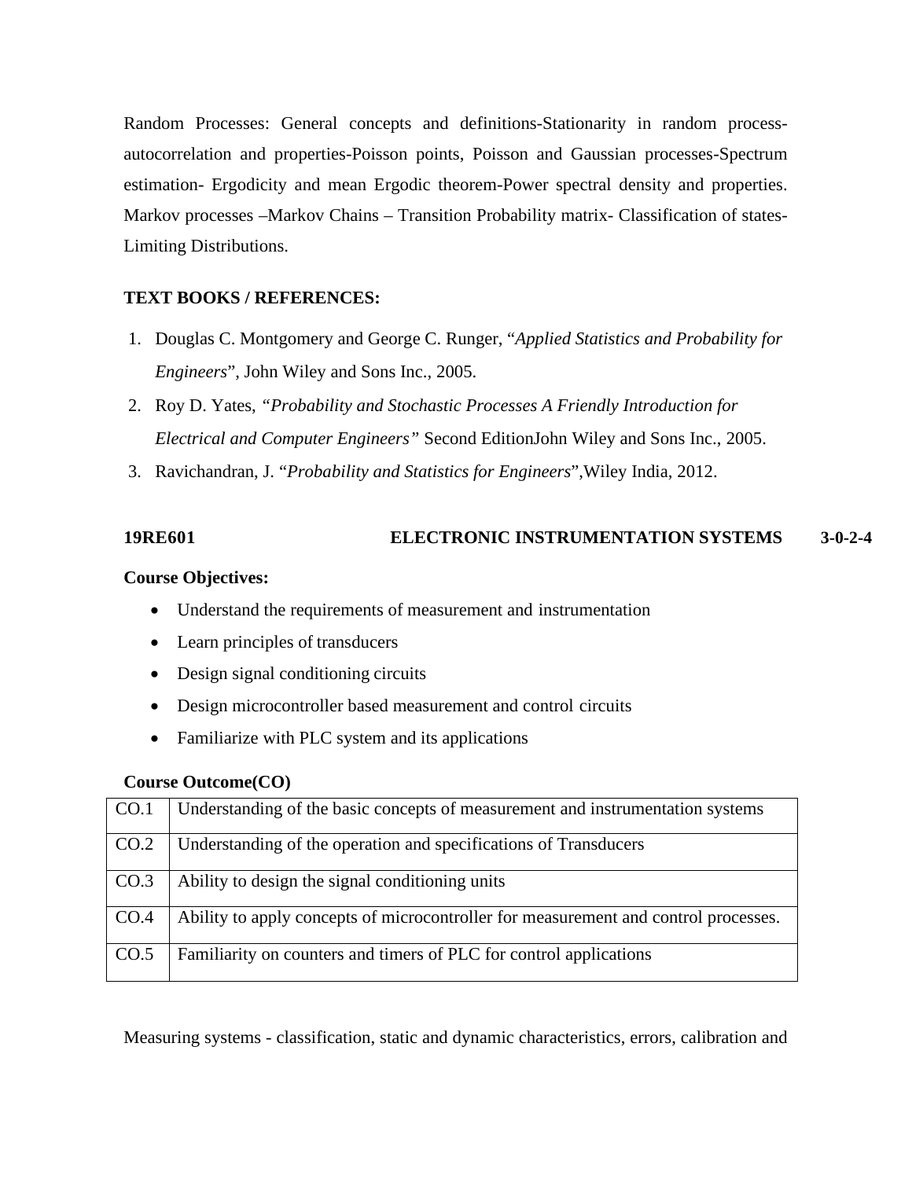Random Processes: General concepts and definitions-Stationarity in random process-autocorrelation and properties-Poisson points, Poisson and Gaussian processes-Spectrum estimation- Ergodicity and mean Ergodic theorem-Power spectral density and properties. Markov processes –Markov Chains – Transition Probability matrix- Classification of states-Limiting Distributions.

**TEXT BOOKS / REFERENCES:**

1. Douglas C. Montgomery and George C. Runger, "*Applied Statistics and Probability for Engineers*", John Wiley and Sons Inc., 2005.
2. Roy D. Yates, *"Probability and Stochastic Processes A Friendly Introduction for Electrical and Computer Engineers"* Second EditionJohn Wiley and Sons Inc., 2005.
3. Ravichandran, J. "*Probability and Statistics for Engineers*",Wiley India, 2012.

**19RE601 ELECTRONIC INSTRUMENTATION SYSTEMS 3-0-2-4**

**Course Objectives:**

- Understand the requirements of measurement and instrumentation
- Learn principles of transducers
- Design signal conditioning circuits
- Design microcontroller based measurement and control circuits
- Familiarize with PLC system and its applications

**Course Outcome(CO)**

| | |
|---|---|
| CO.1 | Understanding of the basic concepts of measurement and instrumentation systems |
| CO.2 | Understanding of the operation and specifications of Transducers |
| CO.3 | Ability to design the signal conditioning units |
| CO.4 | Ability to apply concepts of microcontroller for measurement and control processes. |
| CO.5 | Familiarity on counters and timers of PLC for control applications |

Measuring systems - classification, static and dynamic characteristics, errors, calibration and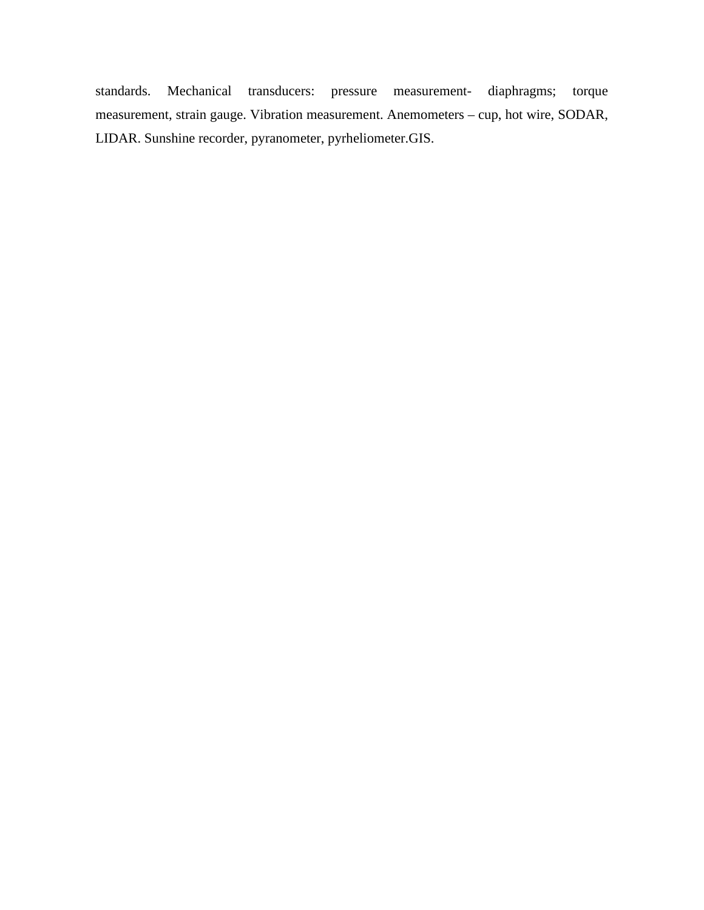standards. Mechanical transducers: pressure measurement- diaphragms; torque measurement, strain gauge. Vibration measurement. Anemometers – cup, hot wire, SODAR, LIDAR. Sunshine recorder, pyranometer, pyrheliometer.GIS.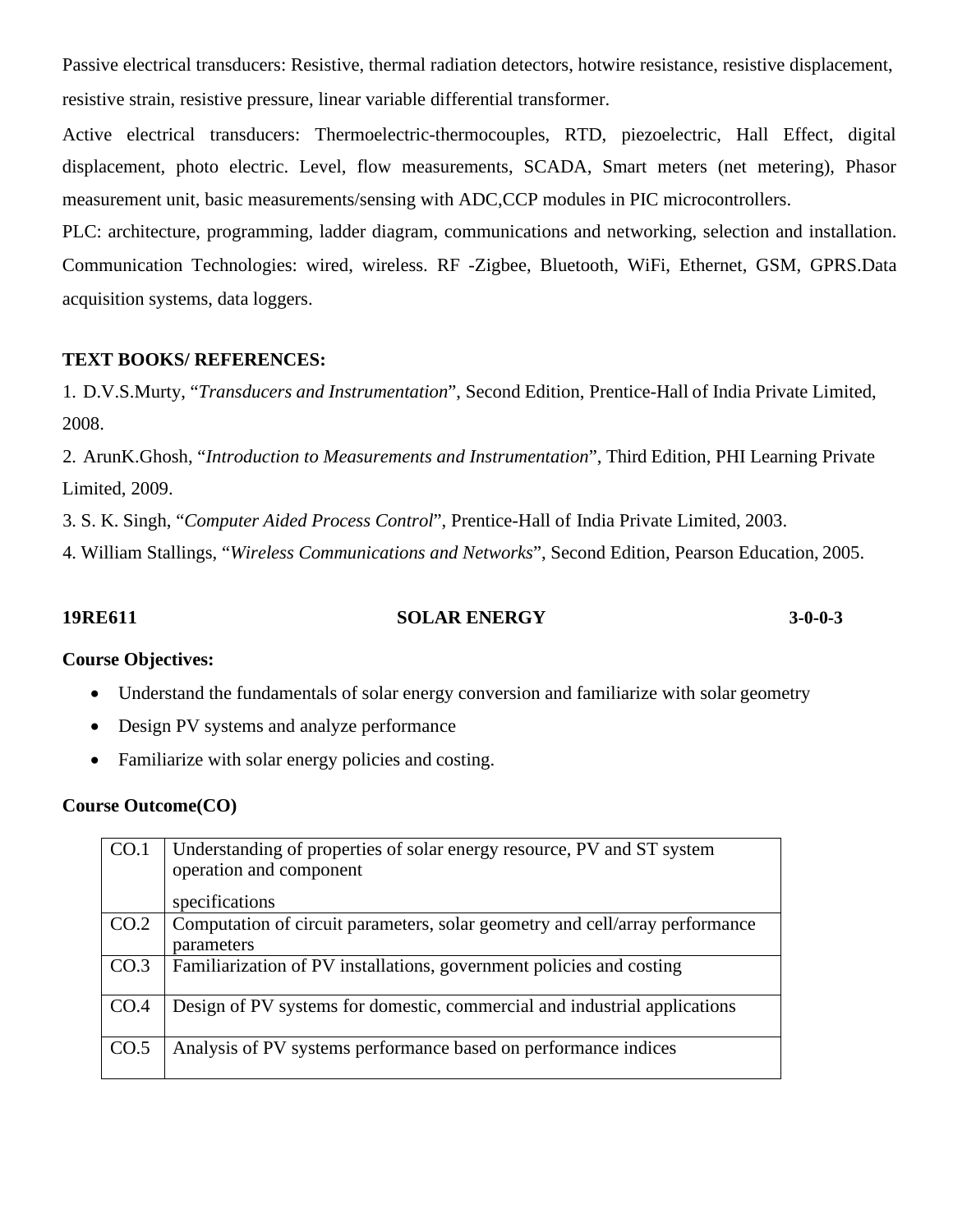Passive electrical transducers: Resistive, thermal radiation detectors, hotwire resistance, resistive displacement, resistive strain, resistive pressure, linear variable differential transformer.

Active electrical transducers: Thermoelectric-thermocouples, RTD, piezoelectric, Hall Effect, digital displacement, photo electric. Level, flow measurements, SCADA, Smart meters (net metering), Phasor measurement unit, basic measurements/sensing with ADC,CCP modules in PIC microcontrollers.

PLC: architecture, programming, ladder diagram, communications and networking, selection and installation. Communication Technologies: wired, wireless. RF -Zigbee, Bluetooth, WiFi, Ethernet, GSM, GPRS.Data acquisition systems, data loggers.

**TEXT BOOKS/ REFERENCES:**

1. D.V.S.Murty, "*Transducers and Instrumentation*", Second Edition, Prentice-Hall of India Private Limited, 2008.
2. ArunK.Ghosh, "*Introduction to Measurements and Instrumentation*", Third Edition, PHI Learning Private Limited, 2009.
3. S. K. Singh, "*Computer Aided Process Control*", Prentice-Hall of India Private Limited, 2003.
4. William Stallings, "*Wireless Communications and Networks*", Second Edition, Pearson Education, 2005.

**19RE611 SOLAR ENERGY 3-0-0-3**

**Course Objectives:**

- Understand the fundamentals of solar energy conversion and familiarize with solar geometry
- Design PV systems and analyze performance
- Familiarize with solar energy policies and costing.

**Course Outcome(CO)**

| | |
|---|---|
| CO.1 | Understanding of properties of solar energy resource, PV and ST system operation and component specifications |
| CO.2 | Computation of circuit parameters, solar geometry and cell/array performance parameters |
| CO.3 | Familiarization of PV installations, government policies and costing |
| CO.4 | Design of PV systems for domestic, commercial and industrial applications |
| CO.5 | Analysis of PV systems performance based on performance indices |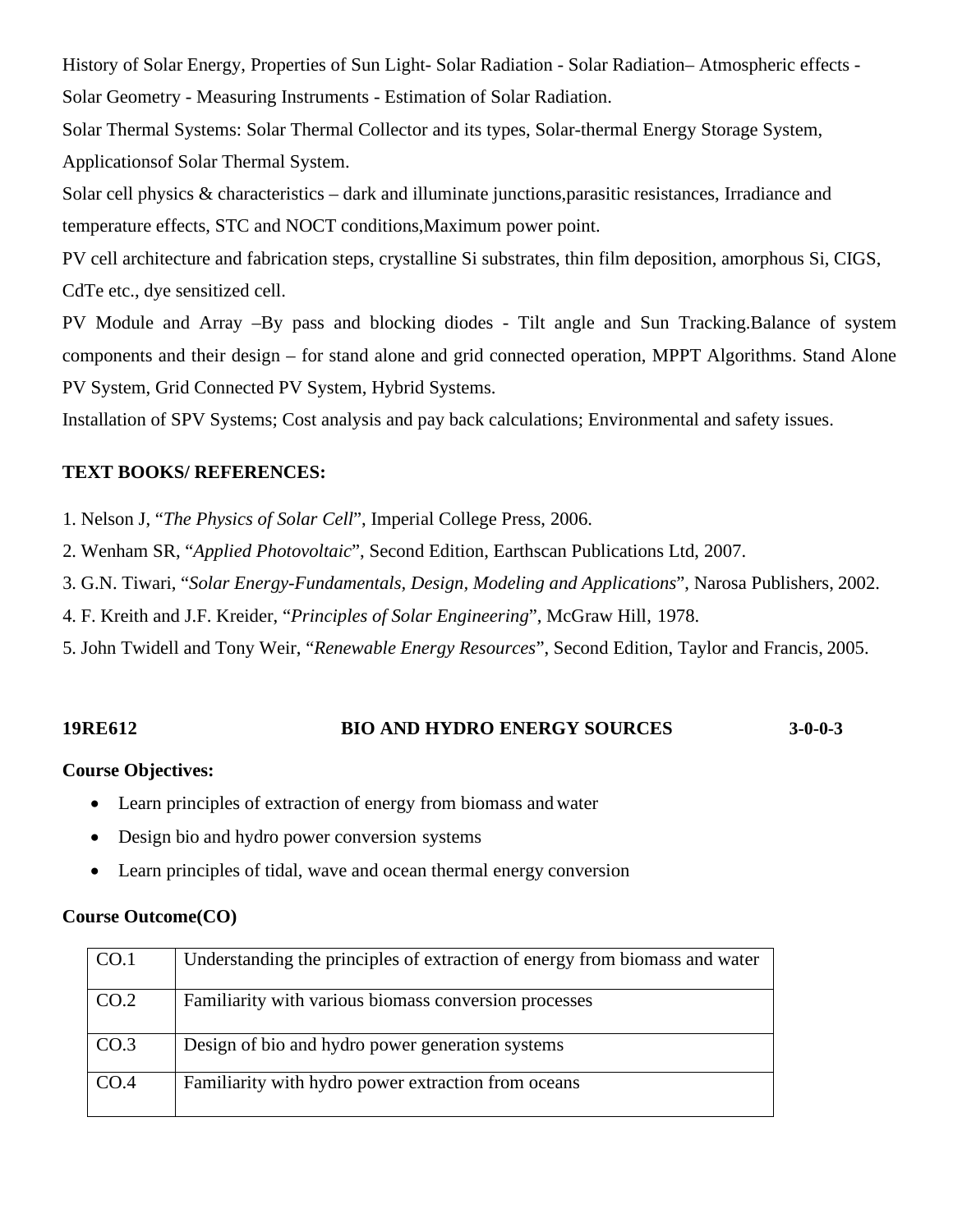History of Solar Energy, Properties of Sun Light- Solar Radiation - Solar Radiation– Atmospheric effects - Solar Geometry - Measuring Instruments - Estimation of Solar Radiation.

Solar Thermal Systems: Solar Thermal Collector and its types, Solar-thermal Energy Storage System, Applicationsof Solar Thermal System.

Solar cell physics & characteristics – dark and illuminate junctions,parasitic resistances, Irradiance and temperature effects, STC and NOCT conditions,Maximum power point.

PV cell architecture and fabrication steps, crystalline Si substrates, thin film deposition, amorphous Si, CIGS, CdTe etc., dye sensitized cell.

PV Module and Array –By pass and blocking diodes - Tilt angle and Sun Tracking.Balance of system components and their design – for stand alone and grid connected operation, MPPT Algorithms. Stand Alone PV System, Grid Connected PV System, Hybrid Systems.

Installation of SPV Systems; Cost analysis and pay back calculations; Environmental and safety issues.

**TEXT BOOKS/ REFERENCES:**

1. Nelson J, "*The Physics of Solar Cell*", Imperial College Press, 2006.
2. Wenham SR, "*Applied Photovoltaic*", Second Edition, Earthscan Publications Ltd, 2007.
3. G.N. Tiwari, "*Solar Energy-Fundamentals, Design, Modeling and Applications*", Narosa Publishers, 2002.
4. F. Kreith and J.F. Kreider, "*Principles of Solar Engineering*", McGraw Hill, 1978.
5. John Twidell and Tony Weir, "*Renewable Energy Resources*", Second Edition, Taylor and Francis, 2005.

## 19RE612 BIO AND HYDRO ENERGY SOURCES 3-0-0-3

**Course Objectives:**

- Learn principles of extraction of energy from biomass and water
- Design bio and hydro power conversion systems
- Learn principles of tidal, wave and ocean thermal energy conversion

**Course Outcome(CO)**

| | |
|---|---|
| CO.1 | Understanding the principles of extraction of energy from biomass and water |
| CO.2 | Familiarity with various biomass conversion processes |
| CO.3 | Design of bio and hydro power generation systems |
| CO.4 | Familiarity with hydro power extraction from oceans |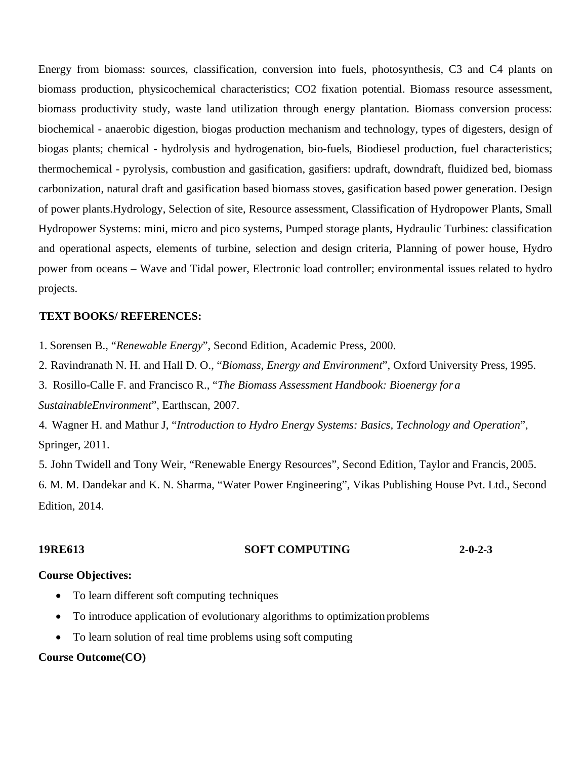Energy from biomass: sources, classification, conversion into fuels, photosynthesis, C3 and C4 plants on biomass production, physicochemical characteristics; $CO_2$ fixation potential. Biomass resource assessment, biomass productivity study, waste land utilization through energy plantation. Biomass conversion process: biochemical - anaerobic digestion, biogas production mechanism and technology, types of digesters, design of biogas plants; chemical - hydrolysis and hydrogenation, bio-fuels, Biodiesel production, fuel characteristics; thermochemical - pyrolysis, combustion and gasification, gasifiers: updraft, downdraft, fluidized bed, biomass carbonization, natural draft and gasification based biomass stoves, gasification based power generation. Design of power plants.Hydrology, Selection of site, Resource assessment, Classification of Hydropower Plants, Small Hydropower Systems: mini, micro and pico systems, Pumped storage plants, Hydraulic Turbines: classification and operational aspects, elements of turbine, selection and design criteria, Planning of power house, Hydro power from oceans – Wave and Tidal power, Electronic load controller; environmental issues related to hydro projects.

**TEXT BOOKS/ REFERENCES:**

1. Sorensen B., "*Renewable Energy*", Second Edition, Academic Press, 2000.
2. Ravindranath N. H. and Hall D. O., "*Biomass, Energy and Environment*", Oxford University Press, 1995.
3. Rosillo-Calle F. and Francisco R., "*The Biomass Assessment Handbook: Bioenergy for a SustainableEnvironment*", Earthscan, 2007.
4. Wagner H. and Mathur J, "*Introduction to Hydro Energy Systems: Basics, Technology and Operation*", Springer, 2011.
5. John Twidell and Tony Weir, "Renewable Energy Resources", Second Edition, Taylor and Francis, 2005.
6. M. M. Dandekar and K. N. Sharma, "Water Power Engineering", Vikas Publishing House Pvt. Ltd., Second Edition, 2014.

**19RE613 SOFT COMPUTING 2-0-2-3**

**Course Objectives:**

- To learn different soft computing techniques
- To introduce application of evolutionary algorithms to optimization problems
- To learn solution of real time problems using soft computing

**Course Outcome(CO)**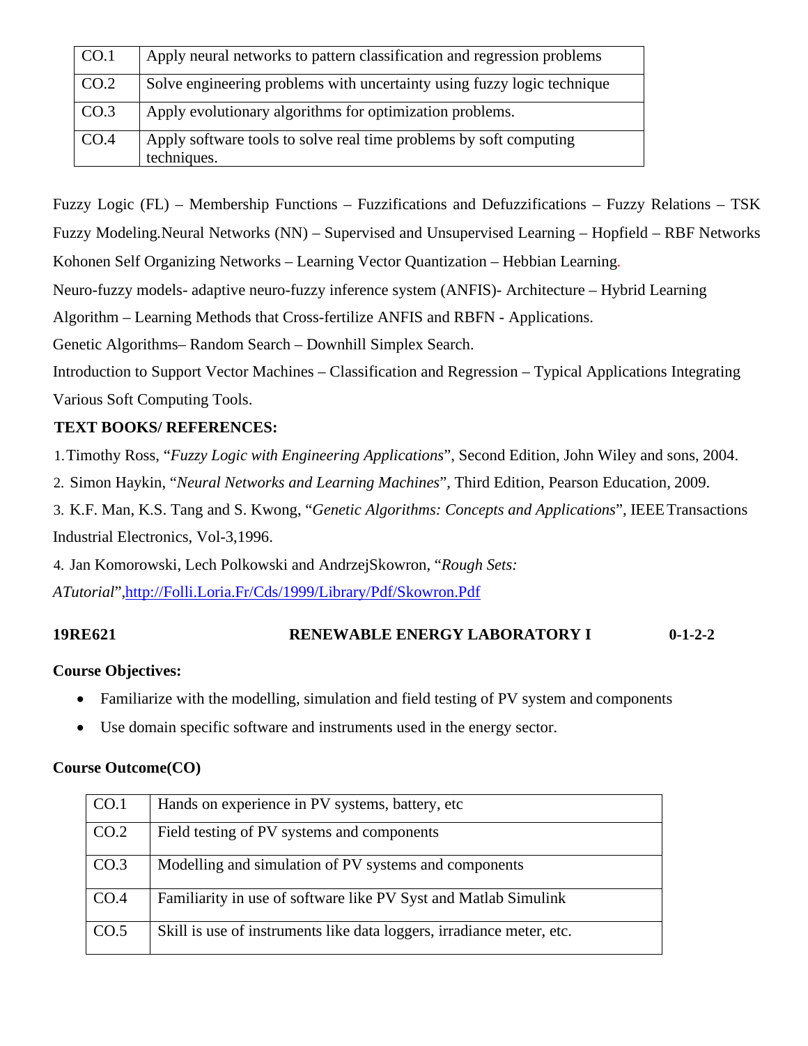| | |
|---|---|
| CO.1 | Apply neural networks to pattern classification and regression problems |
| CO.2 | Solve engineering problems with uncertainty using fuzzy logic technique |
| CO.3 | Apply evolutionary algorithms for optimization problems. |
| CO.4 | Apply software tools to solve real time problems by soft computing techniques. |

Fuzzy Logic (FL) – Membership Functions – Fuzzifications and Defuzzifications – Fuzzy Relations – TSK Fuzzy Modeling.Neural Networks (NN) – Supervised and Unsupervised Learning – Hopfield – RBF Networks Kohonen Self Organizing Networks – Learning Vector Quantization – Hebbian Learning.

Neuro-fuzzy models- adaptive neuro-fuzzy inference system (ANFIS)- Architecture – Hybrid Learning Algorithm – Learning Methods that Cross-fertilize ANFIS and RBFN - Applications.

Genetic Algorithms– Random Search – Downhill Simplex Search.

Introduction to Support Vector Machines – Classification and Regression – Typical Applications Integrating Various Soft Computing Tools.

**TEXT BOOKS/ REFERENCES:**

1. Timothy Ross, "*Fuzzy Logic with Engineering Applications*", Second Edition, John Wiley and sons, 2004.
2. Simon Haykin, "*Neural Networks and Learning Machines*", Third Edition, Pearson Education, 2009.
3. K.F. Man, K.S. Tang and S. Kwong, "*Genetic Algorithms: Concepts and Applications*", IEEE Transactions Industrial Electronics, Vol-3,1996.
4. Jan Komorowski, Lech Polkowski and AndrzejSkowron, "*Rough Sets: ATutorial*",http://Folli.Loria.Fr/Cds/1999/Library/Pdf/Skowron.Pdf

**19RE621 RENEWABLE ENERGY LABORATORY I 0-1-2-2**

**Course Objectives:**

- Familiarize with the modelling, simulation and field testing of PV system and components
- Use domain specific software and instruments used in the energy sector.

**Course Outcome(CO)**

| | |
|---|---|
| CO.1 | Hands on experience in PV systems, battery, etc |
| CO.2 | Field testing of PV systems and components |
| CO.3 | Modelling and simulation of PV systems and components |
| CO.4 | Familiarity in use of software like PV Syst and Matlab Simulink |
| CO.5 | Skill is use of instruments like data loggers, irradiance meter, etc. |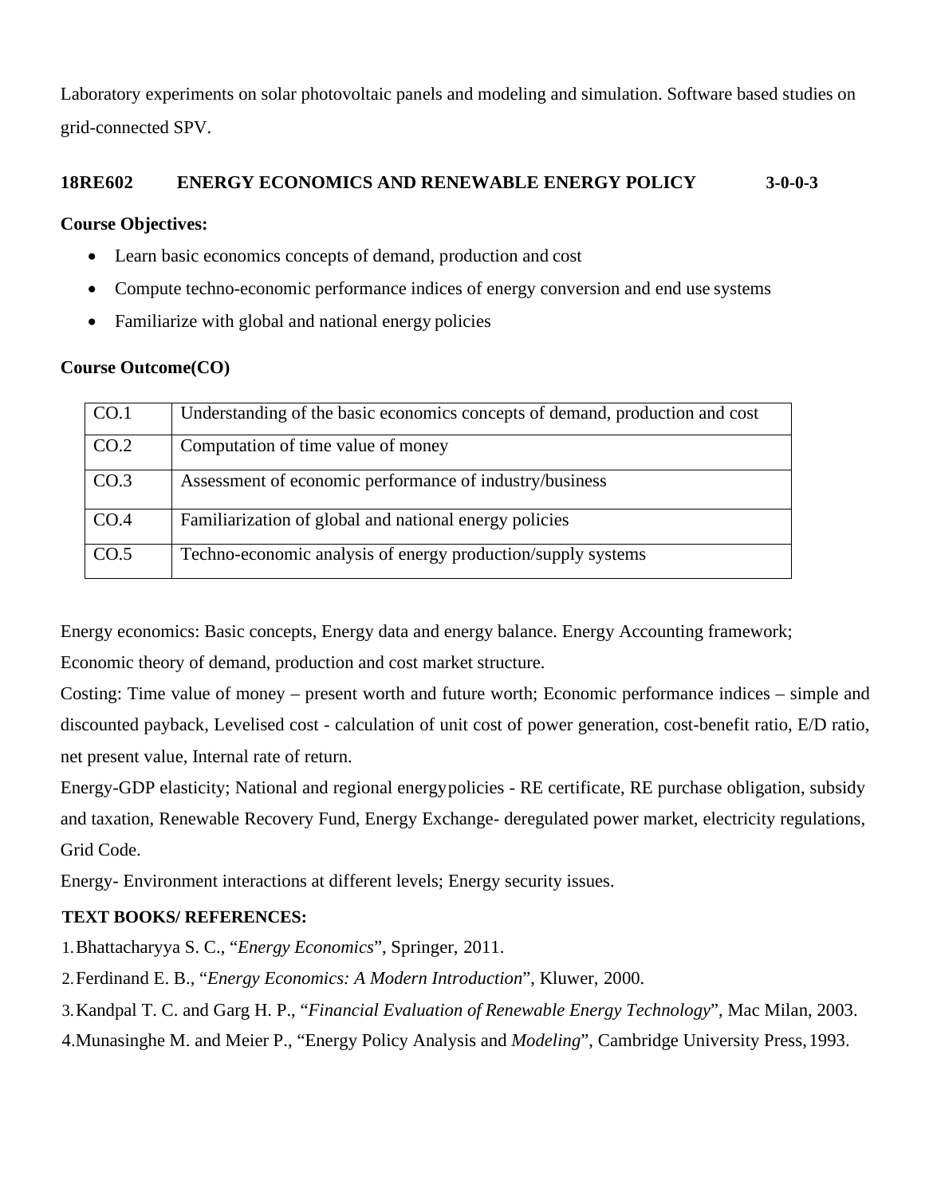Laboratory experiments on solar photovoltaic panels and modeling and simulation. Software based studies on grid-connected SPV.

### 18RE602 ENERGY ECONOMICS AND RENEWABLE ENERGY POLICY 3-0-0-3

**Course Objectives:**

- Learn basic economics concepts of demand, production and cost
- Compute techno-economic performance indices of energy conversion and end use systems
- Familiarize with global and national energy policies

**Course Outcome(CO)**

| | |
|---|---|
| CO.1 | Understanding of the basic economics concepts of demand, production and cost |
| CO.2 | Computation of time value of money |
| CO.3 | Assessment of economic performance of industry/business |
| CO.4 | Familiarization of global and national energy policies |
| CO.5 | Techno-economic analysis of energy production/supply systems |

Energy economics: Basic concepts, Energy data and energy balance. Energy Accounting framework; Economic theory of demand, production and cost market structure.

Costing: Time value of money – present worth and future worth; Economic performance indices – simple and discounted payback, Levelised cost - calculation of unit cost of power generation, cost-benefit ratio, E/D ratio, net present value, Internal rate of return.

Energy-GDP elasticity; National and regional energypolicies - RE certificate, RE purchase obligation, subsidy and taxation, Renewable Recovery Fund, Energy Exchange- deregulated power market, electricity regulations, Grid Code.

Energy- Environment interactions at different levels; Energy security issues.

**TEXT BOOKS/ REFERENCES:**

1. Bhattacharyya S. C., "*Energy Economics*", Springer, 2011.
2. Ferdinand E. B., "*Energy Economics: A Modern Introduction*", Kluwer, 2000.
3. Kandpal T. C. and Garg H. P., "*Financial Evaluation of Renewable Energy Technology*", Mac Milan, 2003.
4. Munasinghe M. and Meier P., "Energy Policy Analysis and *Modeling*", Cambridge University Press, 1993.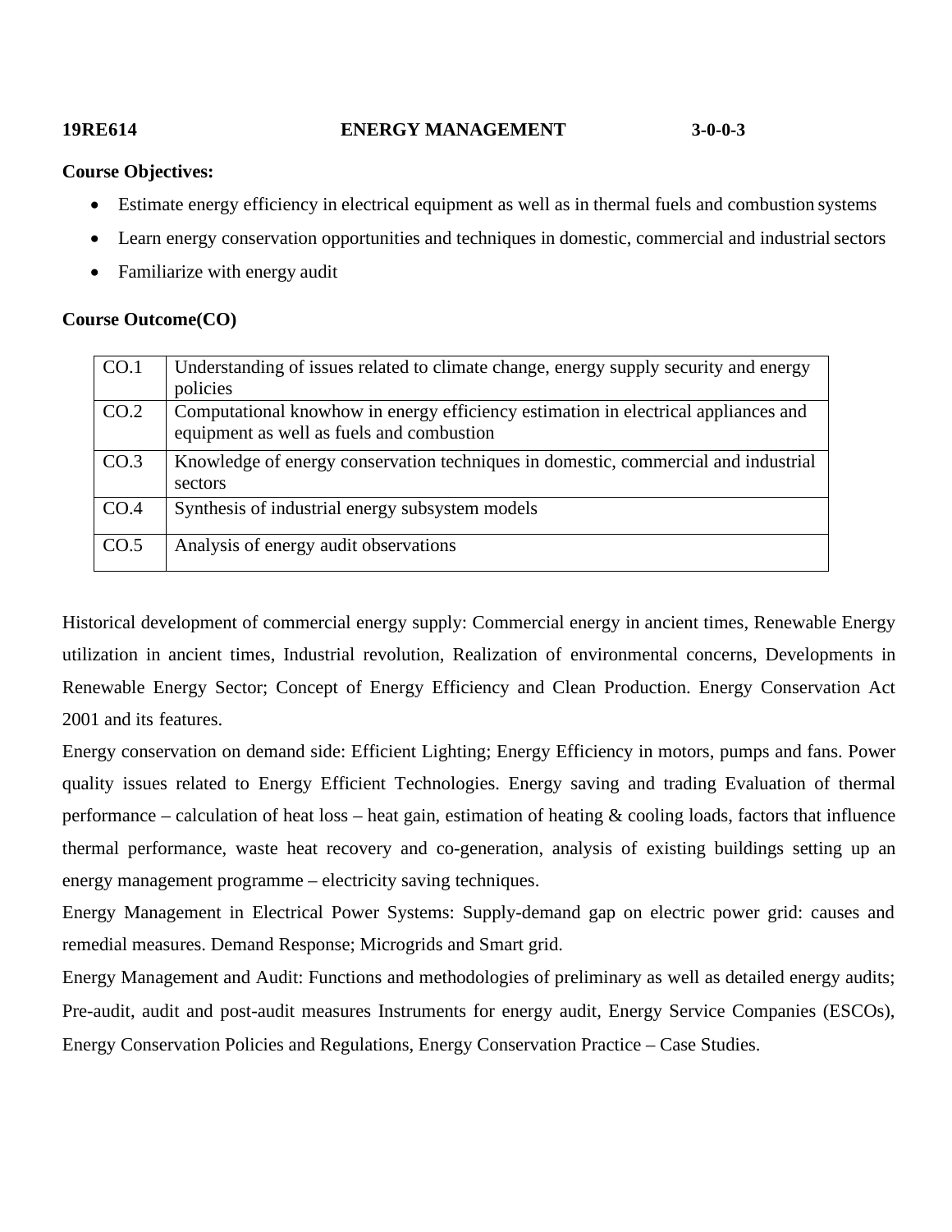**19RE614 ENERGY MANAGEMENT 3-0-0-3**

**Course Objectives:**

- Estimate energy efficiency in electrical equipment as well as in thermal fuels and combustion systems
- Learn energy conservation opportunities and techniques in domestic, commercial and industrial sectors
- Familiarize with energy audit

**Course Outcome(CO)**

| | |
|---|---|
| CO.1 | Understanding of issues related to climate change, energy supply security and energy policies |
| CO.2 | Computational knowhow in energy efficiency estimation in electrical appliances and equipment as well as fuels and combustion |
| CO.3 | Knowledge of energy conservation techniques in domestic, commercial and industrial sectors |
| CO.4 | Synthesis of industrial energy subsystem models |
| CO.5 | Analysis of energy audit observations |

Historical development of commercial energy supply: Commercial energy in ancient times, Renewable Energy utilization in ancient times, Industrial revolution, Realization of environmental concerns, Developments in Renewable Energy Sector; Concept of Energy Efficiency and Clean Production. Energy Conservation Act 2001 and its features.

Energy conservation on demand side: Efficient Lighting; Energy Efficiency in motors, pumps and fans. Power quality issues related to Energy Efficient Technologies. Energy saving and trading Evaluation of thermal performance – calculation of heat loss – heat gain, estimation of heating & cooling loads, factors that influence thermal performance, waste heat recovery and co-generation, analysis of existing buildings setting up an energy management programme – electricity saving techniques.

Energy Management in Electrical Power Systems: Supply-demand gap on electric power grid: causes and remedial measures. Demand Response; Microgrids and Smart grid.

Energy Management and Audit: Functions and methodologies of preliminary as well as detailed energy audits; Pre-audit, audit and post-audit measures Instruments for energy audit, Energy Service Companies (ESCOs), Energy Conservation Policies and Regulations, Energy Conservation Practice – Case Studies.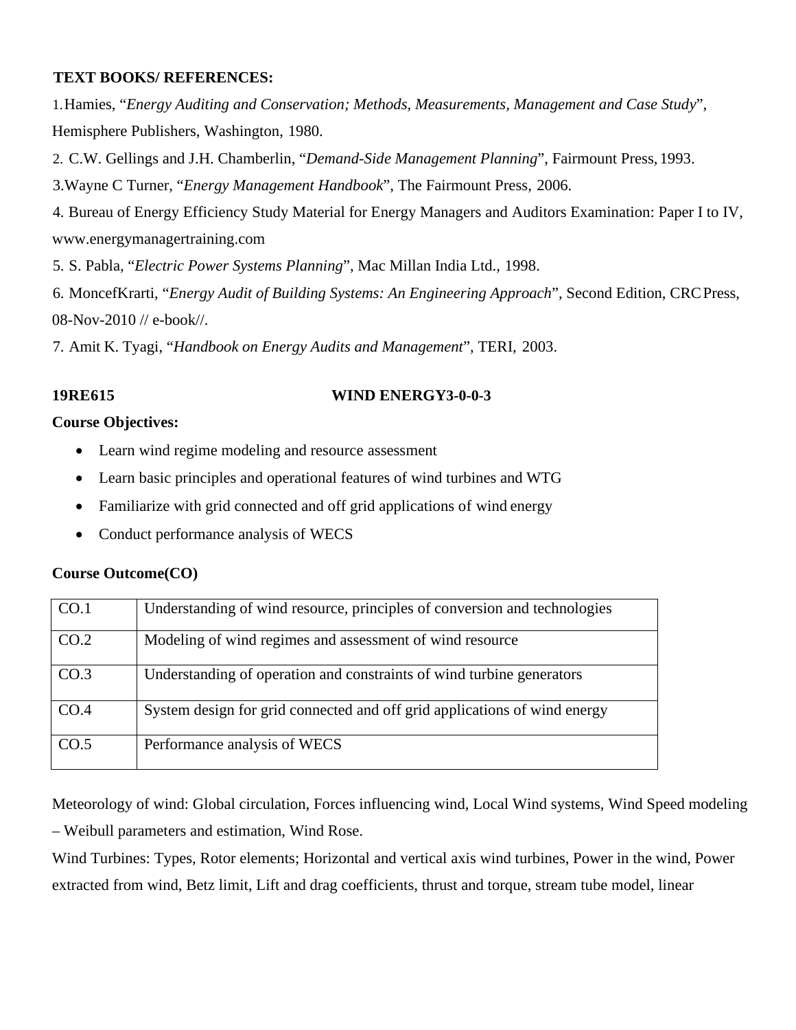**TEXT BOOKS/ REFERENCES:**

1. Hamies, "*Energy Auditing and Conservation; Methods, Measurements, Management and Case Study*", Hemisphere Publishers, Washington, 1980.
2. C.W. Gellings and J.H. Chamberlin, "*Demand-Side Management Planning*", Fairmount Press, 1993.
3. Wayne C Turner, "*Energy Management Handbook*", The Fairmount Press, 2006.
4. Bureau of Energy Efficiency Study Material for Energy Managers and Auditors Examination: Paper I to IV, www.energymanagertraining.com
5. S. Pabla, "*Electric Power Systems Planning*", Mac Millan India Ltd., 1998.
6. MoncefKrarti, "*Energy Audit of Building Systems: An Engineering Approach*", Second Edition, CRC Press, 08-Nov-2010 // e-book//.
7. Amit K. Tyagi, "*Handbook on Energy Audits and Management*", TERI, 2003.

**19RE615 WIND ENERGY 3-0-0-3**

**Course Objectives:**

- Learn wind regime modeling and resource assessment
- Learn basic principles and operational features of wind turbines and WTG
- Familiarize with grid connected and off grid applications of wind energy
- Conduct performance analysis of WECS

**Course Outcome(CO)**

| | |
|---|---|
| CO.1 | Understanding of wind resource, principles of conversion and technologies |
| CO.2 | Modeling of wind regimes and assessment of wind resource |
| CO.3 | Understanding of operation and constraints of wind turbine generators |
| CO.4 | System design for grid connected and off grid applications of wind energy |
| CO.5 | Performance analysis of WECS |

Meteorology of wind: Global circulation, Forces influencing wind, Local Wind systems, Wind Speed modeling – Weibull parameters and estimation, Wind Rose.

Wind Turbines: Types, Rotor elements; Horizontal and vertical axis wind turbines, Power in the wind, Power extracted from wind, Betz limit, Lift and drag coefficients, thrust and torque, stream tube model, linear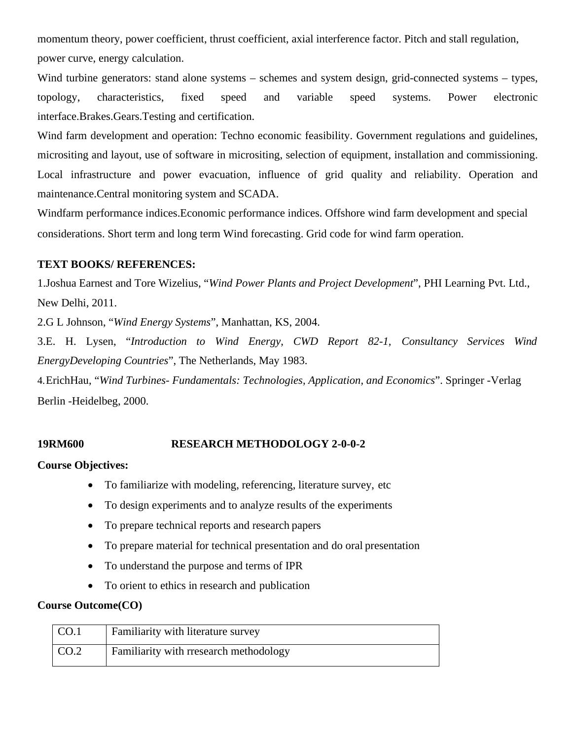momentum theory, power coefficient, thrust coefficient, axial interference factor. Pitch and stall regulation, power curve, energy calculation.

Wind turbine generators: stand alone systems – schemes and system design, grid-connected systems – types, topology, characteristics, fixed speed and variable speed systems. Power electronic interface.Brakes.Gears.Testing and certification.

Wind farm development and operation: Techno economic feasibility. Government regulations and guidelines, micrositing and layout, use of software in micrositing, selection of equipment, installation and commissioning. Local infrastructure and power evacuation, influence of grid quality and reliability. Operation and maintenance.Central monitoring system and SCADA.

Windfarm performance indices.Economic performance indices. Offshore wind farm development and special considerations. Short term and long term Wind forecasting. Grid code for wind farm operation.

**TEXT BOOKS/ REFERENCES:**

1.Joshua Earnest and Tore Wizelius, "*Wind Power Plants and Project Development*", PHI Learning Pvt. Ltd., New Delhi, 2011.

2.G L Johnson, "*Wind Energy Systems*", Manhattan, KS, 2004.

3.E. H. Lysen, "*Introduction to Wind Energy, CWD Report 82-1, Consultancy Services Wind EnergyDeveloping Countries*", The Netherlands, May 1983.

4.ErichHau, "*Wind Turbines- Fundamentals: Technologies, Application, and Economics*". Springer -Verlag Berlin -Heidelbeg, 2000.

**19RM600 RESEARCH METHODOLOGY 2-0-0-2**

**Course Objectives:**

- To familiarize with modeling, referencing, literature survey, etc
- To design experiments and to analyze results of the experiments
- To prepare technical reports and research papers
- To prepare material for technical presentation and do oral presentation
- To understand the purpose and terms of IPR
- To orient to ethics in research and publication

**Course Outcome(CO)**

| CO.1 | Familiarity with literature survey |
|---|---|
| CO.2 | Familiarity with rresearch methodology |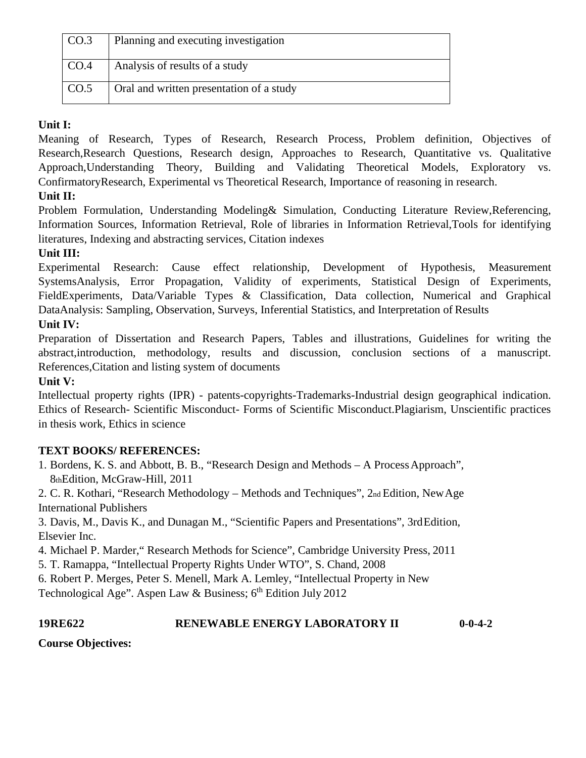| CO.3 | Planning and executing investigation |
|---|---|
| CO.4 | Analysis of results of a study |
| CO.5 | Oral and written presentation of a study |

**Unit I:**

Meaning of Research, Types of Research, Research Process, Problem definition, Objectives of Research,Research Questions, Research design, Approaches to Research, Quantitative vs. Qualitative Approach,Understanding Theory, Building and Validating Theoretical Models, Exploratory vs. ConfirmatoryResearch, Experimental vs Theoretical Research, Importance of reasoning in research.

**Unit II:**

Problem Formulation, Understanding Modeling& Simulation, Conducting Literature Review,Referencing, Information Sources, Information Retrieval, Role of libraries in Information Retrieval,Tools for identifying literatures, Indexing and abstracting services, Citation indexes

**Unit III:**

Experimental Research: Cause effect relationship, Development of Hypothesis, Measurement SystemsAnalysis, Error Propagation, Validity of experiments, Statistical Design of Experiments, FieldExperiments, Data/Variable Types & Classification, Data collection, Numerical and Graphical DataAnalysis: Sampling, Observation, Surveys, Inferential Statistics, and Interpretation of Results

**Unit IV:**

Preparation of Dissertation and Research Papers, Tables and illustrations, Guidelines for writing the abstract,introduction, methodology, results and discussion, conclusion sections of a manuscript. References,Citation and listing system of documents

**Unit V:**

Intellectual property rights (IPR) - patents-copyrights-Trademarks-Industrial design geographical indication. Ethics of Research- Scientific Misconduct- Forms of Scientific Misconduct.Plagiarism, Unscientific practices in thesis work, Ethics in science

**TEXT BOOKS/ REFERENCES:**

1. Bordens, K. S. and Abbott, B. B., "Research Design and Methods – A Process Approach", 8th Edition, McGraw-Hill, 2011
2. C. R. Kothari, "Research Methodology – Methods and Techniques", 2nd Edition, New Age International Publishers
3. Davis, M., Davis K., and Dunagan M., "Scientific Papers and Presentations", 3rd Edition, Elsevier Inc.
4. Michael P. Marder," Research Methods for Science", Cambridge University Press, 2011
5. T. Ramappa, "Intellectual Property Rights Under WTO", S. Chand, 2008
6. Robert P. Merges, Peter S. Menell, Mark A. Lemley, "Intellectual Property in New Technological Age". Aspen Law & Business; 6th Edition July 2012

**19RE622 RENEWABLE ENERGY LABORATORY II 0-0-4-2**

**Course Objectives:**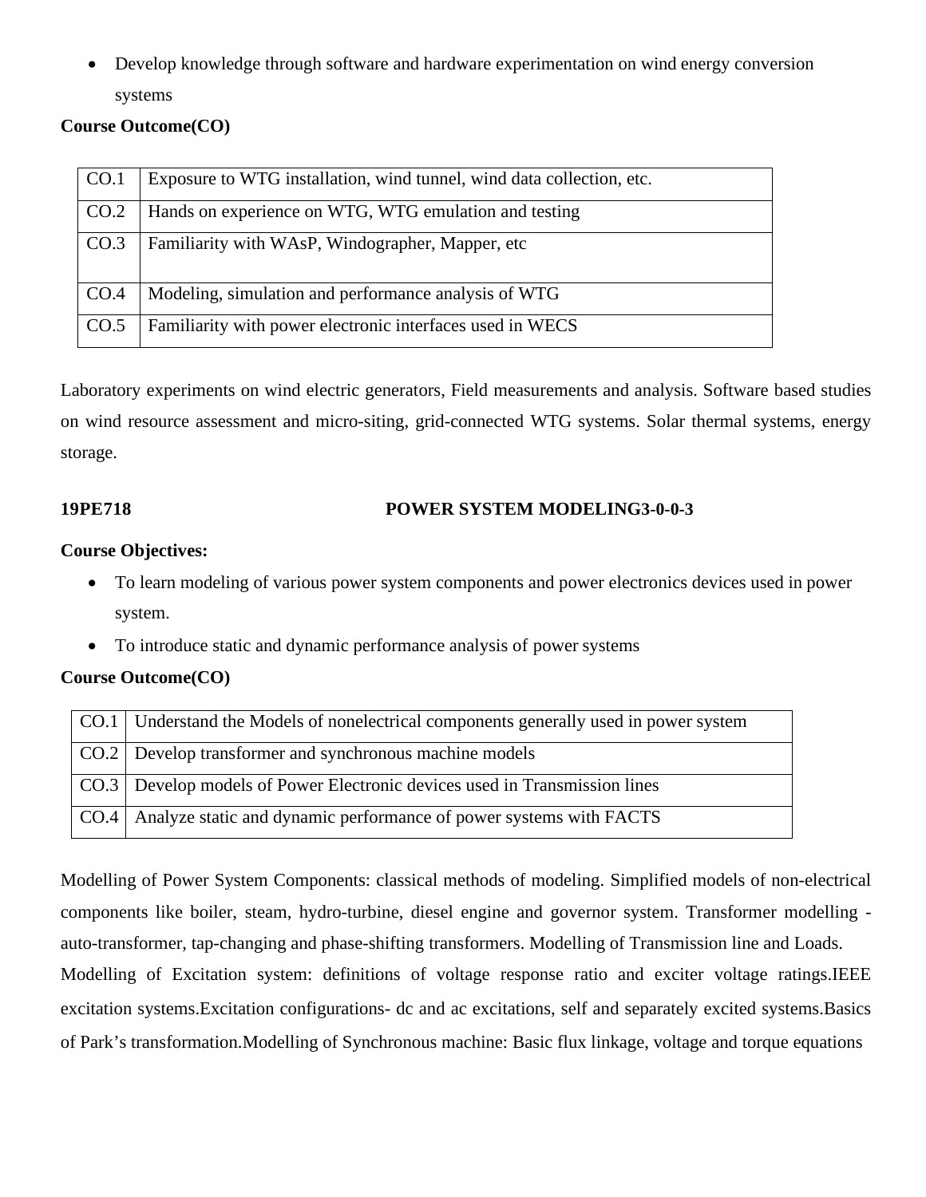- Develop knowledge through software and hardware experimentation on wind energy conversion systems

**Course Outcome(CO)**

| | |
|---|---|
| CO.1 | Exposure to WTG installation, wind tunnel, wind data collection, etc. |
| CO.2 | Hands on experience on WTG, WTG emulation and testing |
| CO.3 | Familiarity with WAsP, Windographer, Mapper, etc |
| CO.4 | Modeling, simulation and performance analysis of WTG |
| CO.5 | Familiarity with power electronic interfaces used in WECS |

Laboratory experiments on wind electric generators, Field measurements and analysis. Software based studies on wind resource assessment and micro-siting, grid-connected WTG systems. Solar thermal systems, energy storage.

**19PE718 POWER SYSTEM MODELING3-0-0-3**

**Course Objectives:**

- To learn modeling of various power system components and power electronics devices used in power system.
- To introduce static and dynamic performance analysis of power systems

**Course Outcome(CO)**

| | |
|---|---|
| CO.1 | Understand the Models of nonelectrical components generally used in power system |
| CO.2 | Develop transformer and synchronous machine models |
| CO.3 | Develop models of Power Electronic devices used in Transmission lines |
| CO.4 | Analyze static and dynamic performance of power systems with FACTS |

Modelling of Power System Components: classical methods of modeling. Simplified models of non-electrical components like boiler, steam, hydro-turbine, diesel engine and governor system. Transformer modelling - auto-transformer, tap-changing and phase-shifting transformers. Modelling of Transmission line and Loads. Modelling of Excitation system: definitions of voltage response ratio and exciter voltage ratings.IEEE excitation systems.Excitation configurations- dc and ac excitations, self and separately excited systems.Basics of Park's transformation.Modelling of Synchronous machine: Basic flux linkage, voltage and torque equations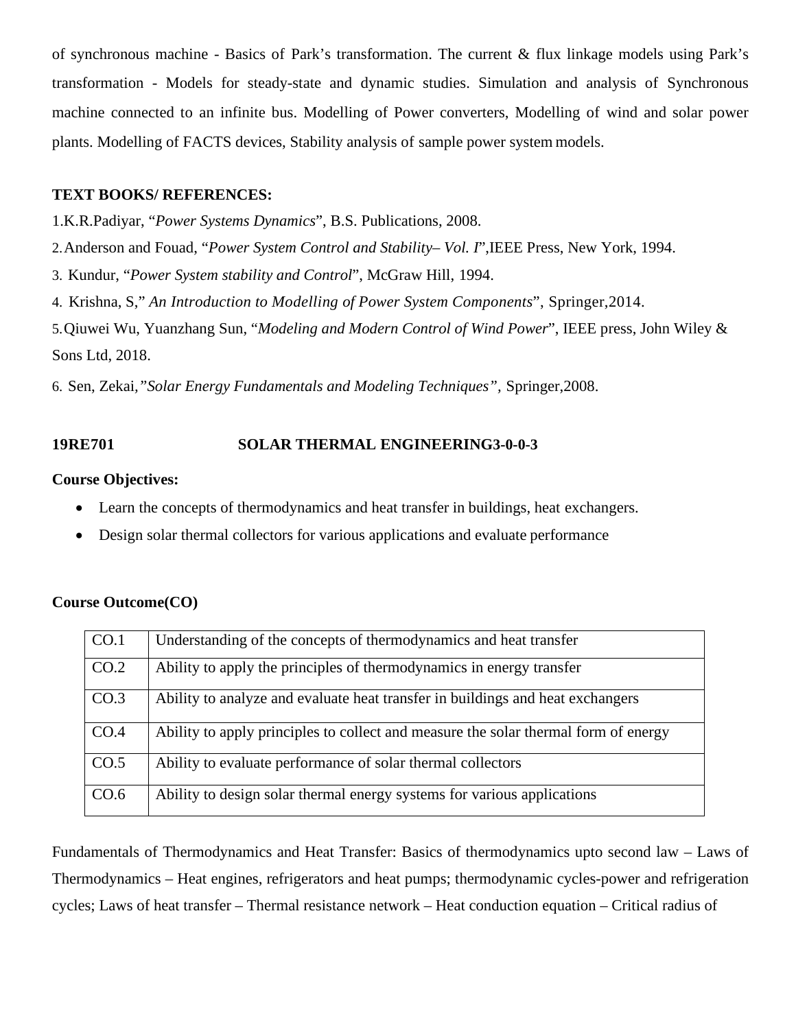of synchronous machine - Basics of Park's transformation. The current & flux linkage models using Park's transformation - Models for steady-state and dynamic studies. Simulation and analysis of Synchronous machine connected to an infinite bus. Modelling of Power converters, Modelling of wind and solar power plants. Modelling of FACTS devices, Stability analysis of sample power system models.

**TEXT BOOKS/ REFERENCES:**

1. K.R.Padiyar, "*Power Systems Dynamics*", B.S. Publications, 2008.
2. Anderson and Fouad, "*Power System Control and Stability– Vol. I*",IEEE Press, New York, 1994.
3. Kundur, "*Power System stability and Control*", McGraw Hill, 1994.
4. Krishna, S," *An Introduction to Modelling of Power System Components*", Springer,2014.
5. Qiuwei Wu, Yuanzhang Sun, "*Modeling and Modern Control of Wind Power*", IEEE press, John Wiley & Sons Ltd, 2018.
6. Sen, Zekai,*"Solar Energy Fundamentals and Modeling Techniques"*, Springer,2008.

**19RE701 SOLAR THERMAL ENGINEERING3-0-0-3**

**Course Objectives:**

- Learn the concepts of thermodynamics and heat transfer in buildings, heat exchangers.
- Design solar thermal collectors for various applications and evaluate performance

**Course Outcome(CO)**

| | |
|---|---|
| CO.1 | Understanding of the concepts of thermodynamics and heat transfer |
| CO.2 | Ability to apply the principles of thermodynamics in energy transfer |
| CO.3 | Ability to analyze and evaluate heat transfer in buildings and heat exchangers |
| CO.4 | Ability to apply principles to collect and measure the solar thermal form of energy |
| CO.5 | Ability to evaluate performance of solar thermal collectors |
| CO.6 | Ability to design solar thermal energy systems for various applications |

Fundamentals of Thermodynamics and Heat Transfer: Basics of thermodynamics upto second law – Laws of Thermodynamics – Heat engines, refrigerators and heat pumps; thermodynamic cycles-power and refrigeration cycles; Laws of heat transfer – Thermal resistance network – Heat conduction equation – Critical radius of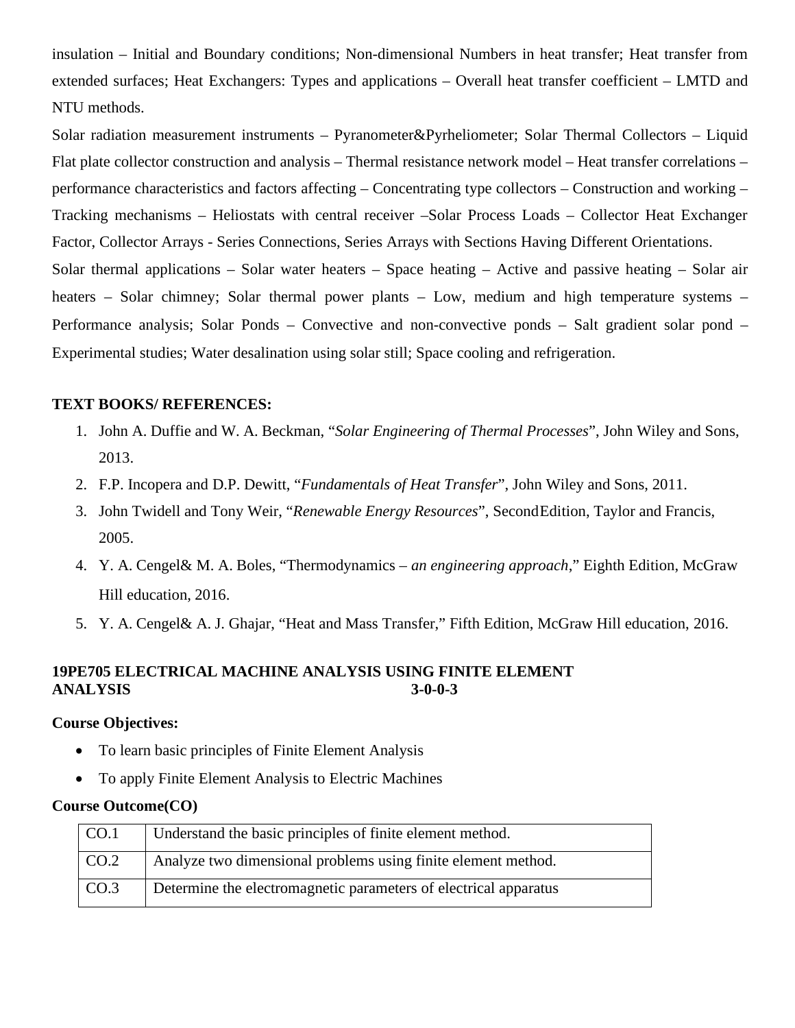insulation – Initial and Boundary conditions; Non-dimensional Numbers in heat transfer; Heat transfer from extended surfaces; Heat Exchangers: Types and applications – Overall heat transfer coefficient – LMTD and NTU methods.

Solar radiation measurement instruments – Pyranometer&Pyrheliometer; Solar Thermal Collectors – Liquid Flat plate collector construction and analysis – Thermal resistance network model – Heat transfer correlations – performance characteristics and factors affecting – Concentrating type collectors – Construction and working – Tracking mechanisms – Heliostats with central receiver –Solar Process Loads – Collector Heat Exchanger Factor, Collector Arrays - Series Connections, Series Arrays with Sections Having Different Orientations.

Solar thermal applications – Solar water heaters – Space heating – Active and passive heating – Solar air heaters – Solar chimney; Solar thermal power plants – Low, medium and high temperature systems – Performance analysis; Solar Ponds – Convective and non-convective ponds – Salt gradient solar pond – Experimental studies; Water desalination using solar still; Space cooling and refrigeration.

**TEXT BOOKS/ REFERENCES:**

1. John A. Duffie and W. A. Beckman, "*Solar Engineering of Thermal Processes*", John Wiley and Sons, 2013.
2. F.P. Incopera and D.P. Dewitt, "*Fundamentals of Heat Transfer*", John Wiley and Sons, 2011.
3. John Twidell and Tony Weir, "*Renewable Energy Resources*", SecondEdition, Taylor and Francis, 2005.
4. Y. A. Cengel& M. A. Boles, "Thermodynamics – *an engineering approach*," Eighth Edition, McGraw Hill education, 2016.
5. Y. A. Cengel& A. J. Ghajar, "Heat and Mass Transfer," Fifth Edition, McGraw Hill education, 2016.

**19PE705 ELECTRICAL MACHINE ANALYSIS USING FINITE ELEMENT ANALYSIS 3-0-0-3**

**Course Objectives:**

- To learn basic principles of Finite Element Analysis
- To apply Finite Element Analysis to Electric Machines

**Course Outcome(CO)**

| | |
|---|---|
| CO.1 | Understand the basic principles of finite element method. |
| CO.2 | Analyze two dimensional problems using finite element method. |
| CO.3 | Determine the electromagnetic parameters of electrical apparatus |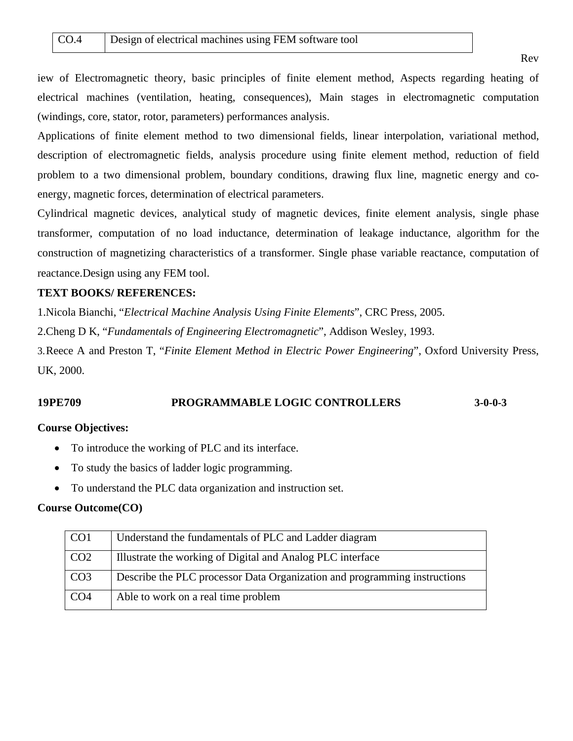| CO.4 | Design of electrical machines using FEM software tool |
|---|---|

Review of Electromagnetic theory, basic principles of finite element method, Aspects regarding heating of electrical machines (ventilation, heating, consequences), Main stages in electromagnetic computation (windings, core, stator, rotor, parameters) performances analysis.

Applications of finite element method to two dimensional fields, linear interpolation, variational method, description of electromagnetic fields, analysis procedure using finite element method, reduction of field problem to a two dimensional problem, boundary conditions, drawing flux line, magnetic energy and co-energy, magnetic forces, determination of electrical parameters.

Cylindrical magnetic devices, analytical study of magnetic devices, finite element analysis, single phase transformer, computation of no load inductance, determination of leakage inductance, algorithm for the construction of magnetizing characteristics of a transformer. Single phase variable reactance, computation of reactance.Design using any FEM tool.

**TEXT BOOKS/ REFERENCES:**

1.Nicola Bianchi, "*Electrical Machine Analysis Using Finite Elements*", CRC Press, 2005.

2.Cheng D K, "*Fundamentals of Engineering Electromagnetic*", Addison Wesley, 1993.

3.Reece A and Preston T, "*Finite Element Method in Electric Power Engineering*", Oxford University Press, UK, 2000.

## 19PE709 PROGRAMMABLE LOGIC CONTROLLERS 3-0-0-3

**Course Objectives:**

- To introduce the working of PLC and its interface.
- To study the basics of ladder logic programming.
- To understand the PLC data organization and instruction set.

**Course Outcome(CO)**

| CO1 | Understand the fundamentals of PLC and Ladder diagram |
|---|---|
| CO2 | Illustrate the working of Digital and Analog PLC interface |
| CO3 | Describe the PLC processor Data Organization and programming instructions |
| CO4 | Able to work on a real time problem |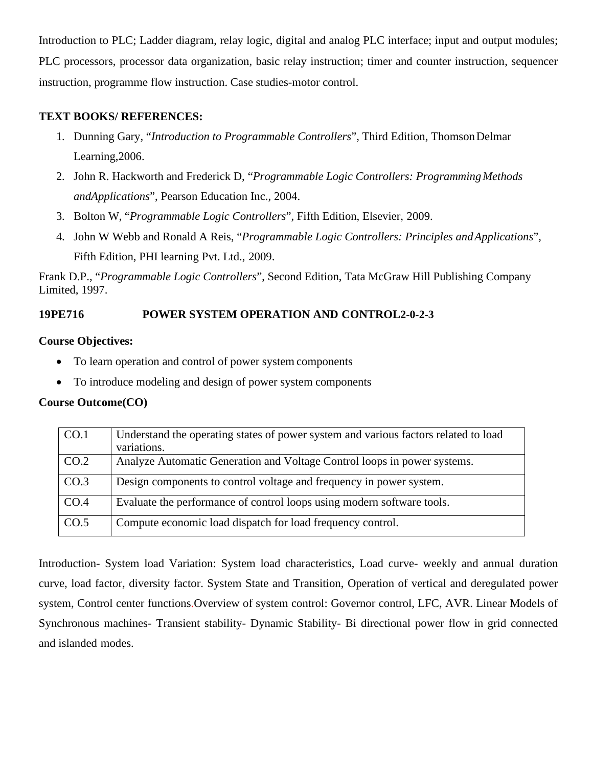Introduction to PLC; Ladder diagram, relay logic, digital and analog PLC interface; input and output modules; PLC processors, processor data organization, basic relay instruction; timer and counter instruction, sequencer instruction, programme flow instruction. Case studies-motor control.

**TEXT BOOKS/ REFERENCES:**

1. Dunning Gary, "*Introduction to Programmable Controllers*", Third Edition, Thomson Delmar Learning,2006.
2. John R. Hackworth and Frederick D, "*Programmable Logic Controllers: Programming Methods andApplications*", Pearson Education Inc., 2004.
3. Bolton W, "*Programmable Logic Controllers*", Fifth Edition, Elsevier, 2009.
4. John W Webb and Ronald A Reis, "*Programmable Logic Controllers: Principles and Applications*", Fifth Edition, PHI learning Pvt. Ltd., 2009.

Frank D.P., "*Programmable Logic Controllers*", Second Edition, Tata McGraw Hill Publishing Company Limited, 1997.

**19PE716 POWER SYSTEM OPERATION AND CONTROL 2-0-2-3**

**Course Objectives:**

- To learn operation and control of power system components
- To introduce modeling and design of power system components

**Course Outcome(CO)**

| | |
|---|---|
| CO.1 | Understand the operating states of power system and various factors related to load variations. |
| CO.2 | Analyze Automatic Generation and Voltage Control loops in power systems. |
| CO.3 | Design components to control voltage and frequency in power system. |
| CO.4 | Evaluate the performance of control loops using modern software tools. |
| CO.5 | Compute economic load dispatch for load frequency control. |

Introduction- System load Variation: System load characteristics, Load curve- weekly and annual duration curve, load factor, diversity factor. System State and Transition, Operation of vertical and deregulated power system, Control center functions.Overview of system control: Governor control, LFC, AVR. Linear Models of Synchronous machines- Transient stability- Dynamic Stability- Bi directional power flow in grid connected and islanded modes.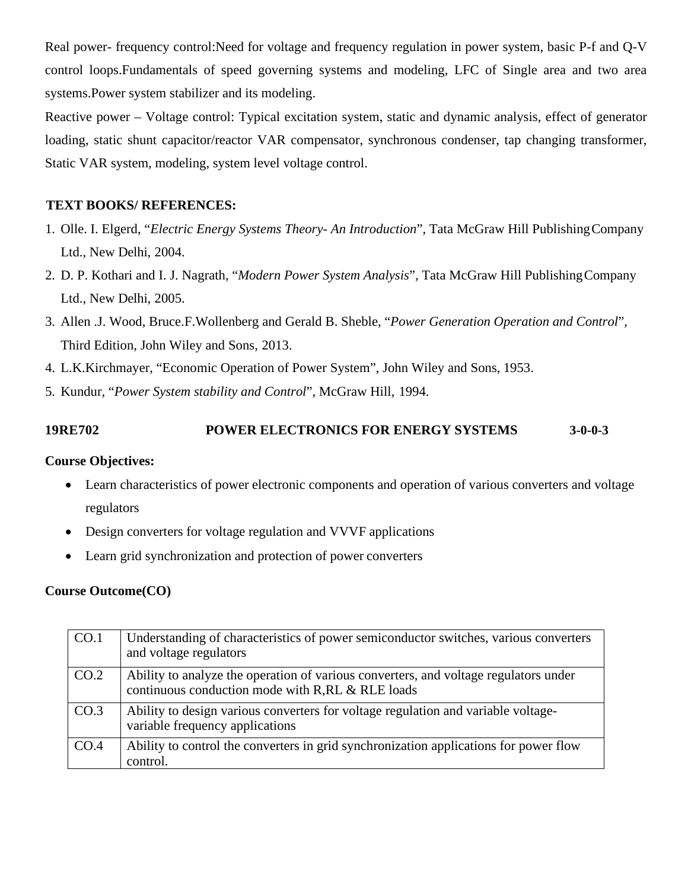Real power- frequency control:Need for voltage and frequency regulation in power system, basic P-f and Q-V control loops.Fundamentals of speed governing systems and modeling, LFC of Single area and two area systems.Power system stabilizer and its modeling.

Reactive power – Voltage control: Typical excitation system, static and dynamic analysis, effect of generator loading, static shunt capacitor/reactor VAR compensator, synchronous condenser, tap changing transformer, Static VAR system, modeling, system level voltage control.

**TEXT BOOKS/ REFERENCES:**

1. Olle. I. Elgerd, "*Electric Energy Systems Theory- An Introduction*", Tata McGraw Hill Publishing Company Ltd., New Delhi, 2004.
2. D. P. Kothari and I. J. Nagrath, "*Modern Power System Analysis*", Tata McGraw Hill Publishing Company Ltd., New Delhi, 2005.
3. Allen .J. Wood, Bruce.F.Wollenberg and Gerald B. Sheble, "*Power Generation Operation and Control*", Third Edition, John Wiley and Sons, 2013.
4. L.K.Kirchmayer, "Economic Operation of Power System", John Wiley and Sons, 1953.
5. Kundur, "*Power System stability and Control*", McGraw Hill, 1994.

**19RE702 POWER ELECTRONICS FOR ENERGY SYSTEMS 3-0-0-3**

**Course Objectives:**

- Learn characteristics of power electronic components and operation of various converters and voltage regulators
- Design converters for voltage regulation and VVVF applications
- Learn grid synchronization and protection of power converters

**Course Outcome(CO)**

| | |
|---|---|
| CO.1 | Understanding of characteristics of power semiconductor switches, various converters and voltage regulators |
| CO.2 | Ability to analyze the operation of various converters, and voltage regulators under continuous conduction mode with R,RL & RLE loads |
| CO.3 | Ability to design various converters for voltage regulation and variable voltage-variable frequency applications |
| CO.4 | Ability to control the converters in grid synchronization applications for power flow control. |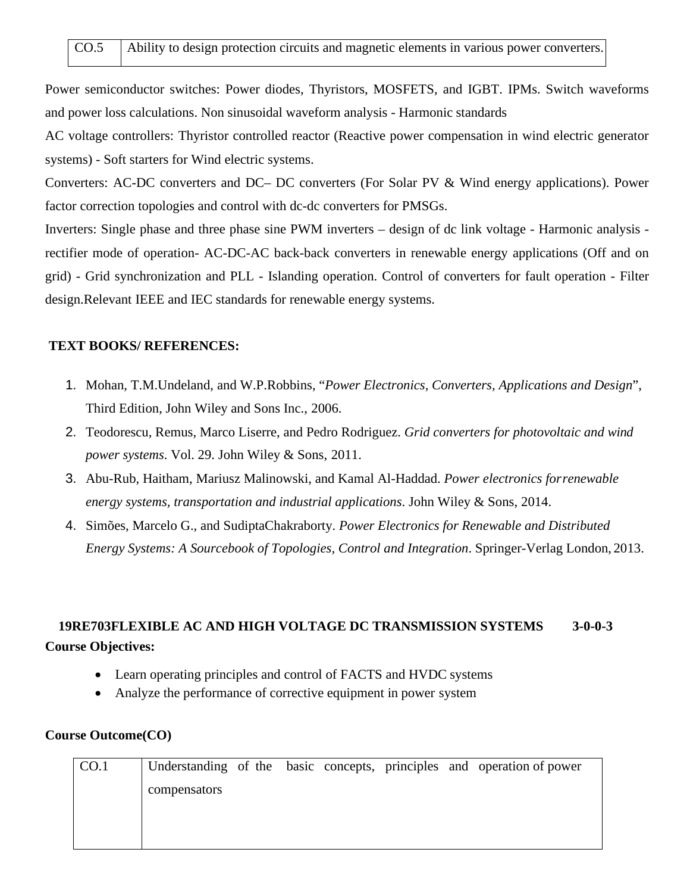| CO.5 | Ability to design protection circuits and magnetic elements in various power converters. |
|---|---|

Power semiconductor switches: Power diodes, Thyristors, MOSFETS, and IGBT. IPMs. Switch waveforms and power loss calculations. Non sinusoidal waveform analysis - Harmonic standards

AC voltage controllers: Thyristor controlled reactor (Reactive power compensation in wind electric generator systems) - Soft starters for Wind electric systems.

Converters: AC-DC converters and DC– DC converters (For Solar PV & Wind energy applications). Power factor correction topologies and control with dc-dc converters for PMSGs.

Inverters: Single phase and three phase sine PWM inverters – design of dc link voltage - Harmonic analysis - rectifier mode of operation- AC-DC-AC back-back converters in renewable energy applications (Off and on grid) - Grid synchronization and PLL - Islanding operation. Control of converters for fault operation - Filter design.Relevant IEEE and IEC standards for renewable energy systems.

**TEXT BOOKS/ REFERENCES:**

1. Mohan, T.M.Undeland, and W.P.Robbins, "*Power Electronics, Converters, Applications and Design*", Third Edition, John Wiley and Sons Inc., 2006.
2. Teodorescu, Remus, Marco Liserre, and Pedro Rodriguez. *Grid converters for photovoltaic and wind power systems*. Vol. 29. John Wiley & Sons, 2011.
3. Abu-Rub, Haitham, Mariusz Malinowski, and Kamal Al-Haddad. *Power electronics forrenewable energy systems, transportation and industrial applications*. John Wiley & Sons, 2014.
4. Simões, Marcelo G., and SudiptaChakraborty. *Power Electronics for Renewable and Distributed Energy Systems: A Sourcebook of Topologies, Control and Integration*. Springer-Verlag London, 2013.

**19RE703FLEXIBLE AC AND HIGH VOLTAGE DC TRANSMISSION SYSTEMS 3-0-0-3**

**Course Objectives:**

- Learn operating principles and control of FACTS and HVDC systems
- Analyze the performance of corrective equipment in power system

**Course Outcome(CO)**

| CO.1 | Understanding of the basic concepts, principles and operation of power compensators |
|---|---|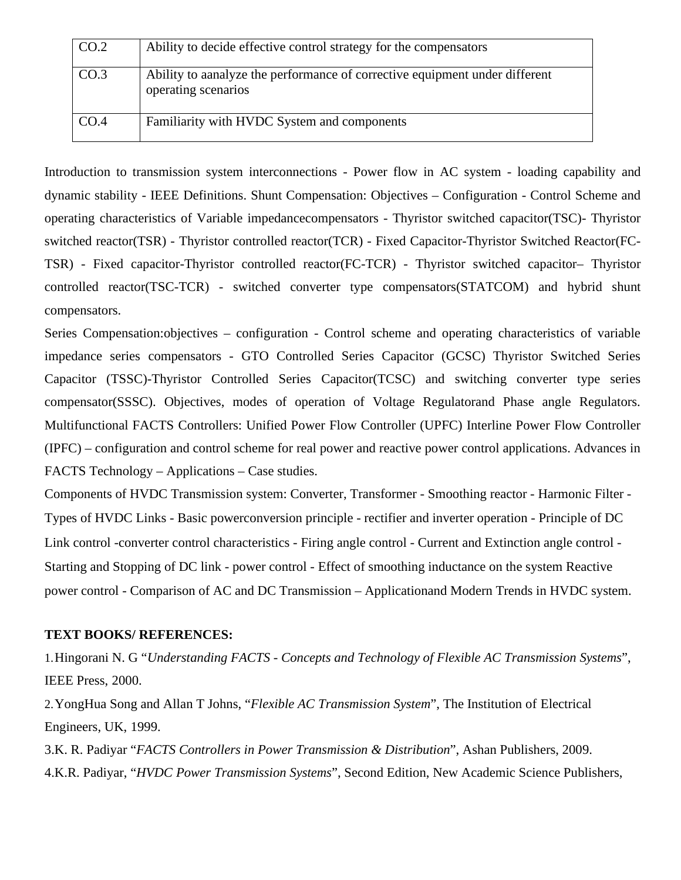| CO.2 | Ability to decide effective control strategy for the compensators |
|---|---|
| CO.3 | Ability to aanalyze the performance of corrective equipment under different operating scenarios |
| CO.4 | Familiarity with HVDC System and components |

Introduction to transmission system interconnections - Power flow in AC system - loading capability and dynamic stability - IEEE Definitions. Shunt Compensation: Objectives – Configuration - Control Scheme and operating characteristics of Variable impedancecompensators - Thyristor switched capacitor(TSC)- Thyristor switched reactor(TSR) - Thyristor controlled reactor(TCR) - Fixed Capacitor-Thyristor Switched Reactor(FC-TSR) - Fixed capacitor-Thyristor controlled reactor(FC-TCR) - Thyristor switched capacitor– Thyristor controlled reactor(TSC-TCR) - switched converter type compensators(STATCOM) and hybrid shunt compensators.

Series Compensation:objectives – configuration - Control scheme and operating characteristics of variable impedance series compensators - GTO Controlled Series Capacitor (GCSC) Thyristor Switched Series Capacitor (TSSC)-Thyristor Controlled Series Capacitor(TCSC) and switching converter type series compensator(SSSC). Objectives, modes of operation of Voltage Regulatorand Phase angle Regulators. Multifunctional FACTS Controllers: Unified Power Flow Controller (UPFC) Interline Power Flow Controller (IPFC) – configuration and control scheme for real power and reactive power control applications. Advances in FACTS Technology – Applications – Case studies.

Components of HVDC Transmission system: Converter, Transformer - Smoothing reactor - Harmonic Filter - Types of HVDC Links - Basic powerconversion principle - rectifier and inverter operation - Principle of DC Link control -converter control characteristics - Firing angle control - Current and Extinction angle control - Starting and Stopping of DC link - power control - Effect of smoothing inductance on the system Reactive power control - Comparison of AC and DC Transmission – Applicationand Modern Trends in HVDC system.

**TEXT BOOKS/ REFERENCES:**

1. Hingorani N. G "*Understanding FACTS - Concepts and Technology of Flexible AC Transmission Systems*", IEEE Press, 2000.
2. YongHua Song and Allan T Johns, "*Flexible AC Transmission System*", The Institution of Electrical Engineers, UK, 1999.
3. K. R. Padiyar "*FACTS Controllers in Power Transmission & Distribution*", Ashan Publishers, 2009.
4. K.R. Padiyar, "*HVDC Power Transmission Systems*", Second Edition, New Academic Science Publishers,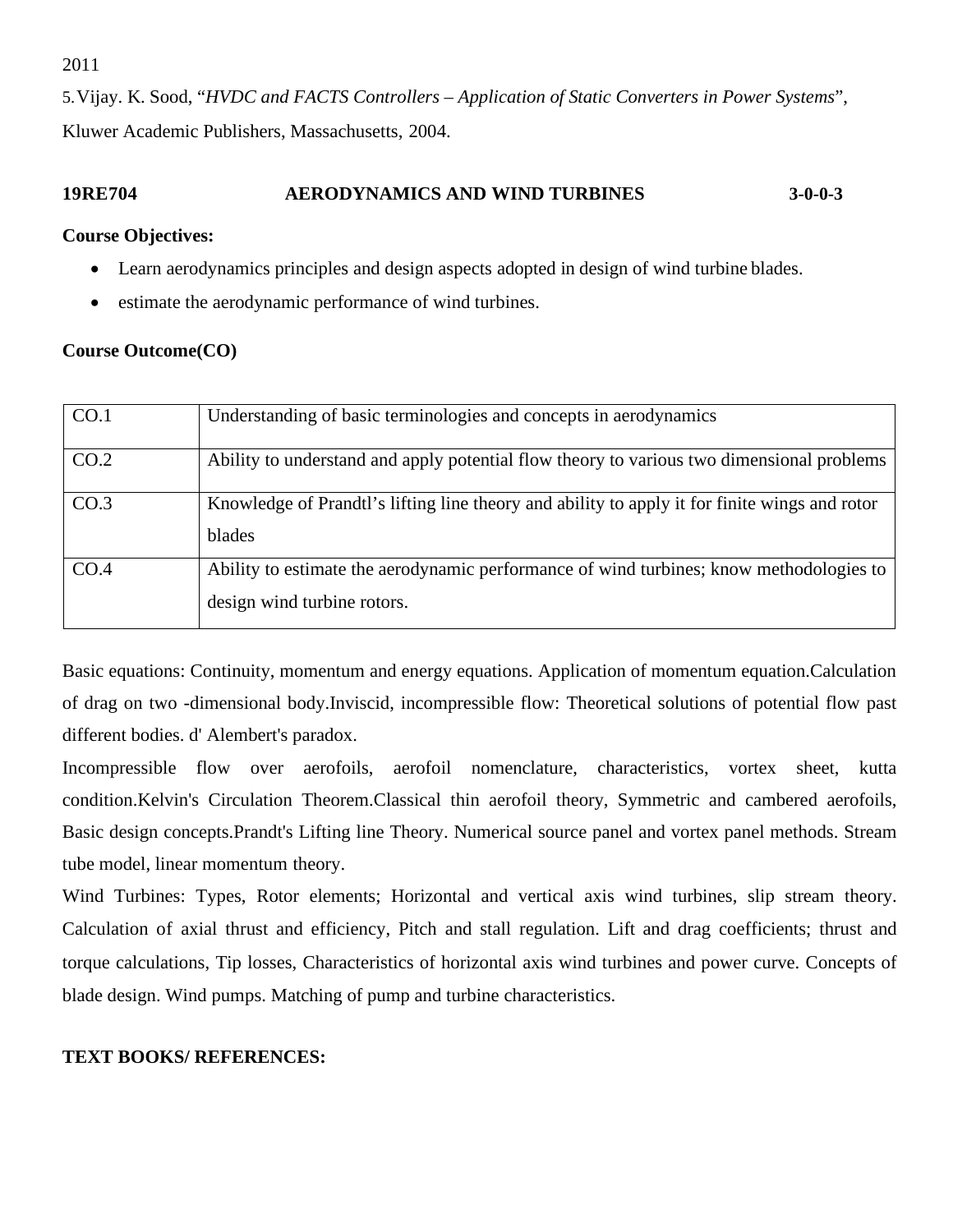2011

5. Vijay. K. Sood, "*HVDC and FACTS Controllers – Application of Static Converters in Power Systems*", Kluwer Academic Publishers, Massachusetts, 2004.

## 19RE704 AERODYNAMICS AND WIND TURBINES 3-0-0-3

**Course Objectives:**

- Learn aerodynamics principles and design aspects adopted in design of wind turbine blades.
- estimate the aerodynamic performance of wind turbines.

**Course Outcome(CO)**

| | |
|---|---|
| CO.1 | Understanding of basic terminologies and concepts in aerodynamics |
| CO.2 | Ability to understand and apply potential flow theory to various two dimensional problems |
| CO.3 | Knowledge of Prandtl's lifting line theory and ability to apply it for finite wings and rotor blades |
| CO.4 | Ability to estimate the aerodynamic performance of wind turbines; know methodologies to design wind turbine rotors. |

Basic equations: Continuity, momentum and energy equations. Application of momentum equation.Calculation of drag on two -dimensional body.Inviscid, incompressible flow: Theoretical solutions of potential flow past different bodies. d' Alembert's paradox.

Incompressible flow over aerofoils, aerofoil nomenclature, characteristics, vortex sheet, kutta condition.Kelvin's Circulation Theorem.Classical thin aerofoil theory, Symmetric and cambered aerofoils, Basic design concepts.Prandt's Lifting line Theory. Numerical source panel and vortex panel methods. Stream tube model, linear momentum theory.

Wind Turbines: Types, Rotor elements; Horizontal and vertical axis wind turbines, slip stream theory. Calculation of axial thrust and efficiency, Pitch and stall regulation. Lift and drag coefficients; thrust and torque calculations, Tip losses, Characteristics of horizontal axis wind turbines and power curve. Concepts of blade design. Wind pumps. Matching of pump and turbine characteristics.

**TEXT BOOKS/ REFERENCES:**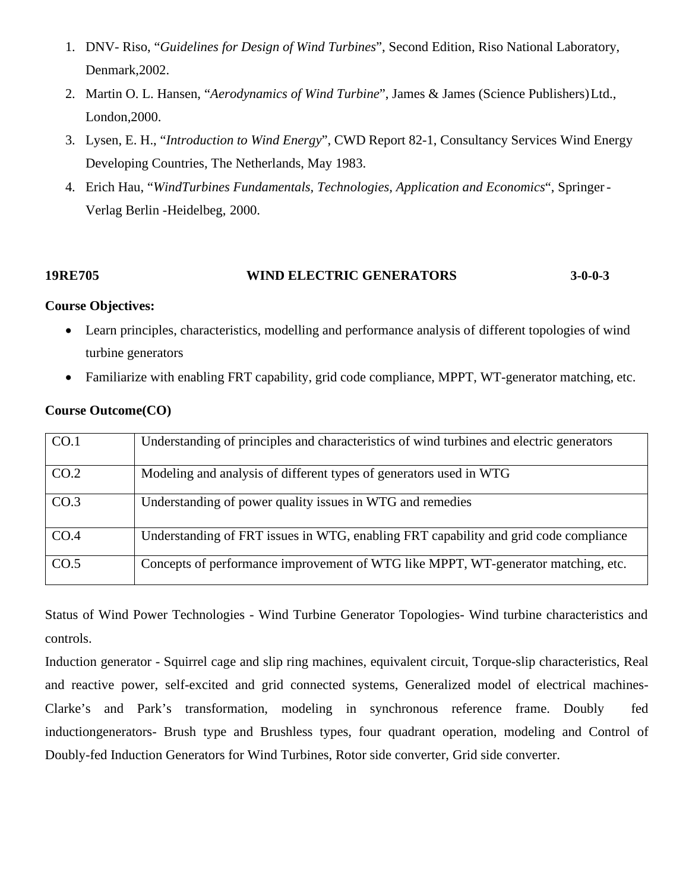1. DNV- Riso, "*Guidelines for Design of Wind Turbines*", Second Edition, Riso National Laboratory, Denmark,2002.
2. Martin O. L. Hansen, "*Aerodynamics of Wind Turbine*", James & James (Science Publishers) Ltd., London,2000.
3. Lysen, E. H., "*Introduction to Wind Energy*", CWD Report 82-1, Consultancy Services Wind Energy Developing Countries, The Netherlands, May 1983.
4. Erich Hau, "*WindTurbines Fundamentals, Technologies, Application and Economics*", Springer - Verlag Berlin -Heidelbeg, 2000.

**19RE705 WIND ELECTRIC GENERATORS 3-0-0-3**

**Course Objectives:**

- Learn principles, characteristics, modelling and performance analysis of different topologies of wind turbine generators
- Familiarize with enabling FRT capability, grid code compliance, MPPT, WT-generator matching, etc.

**Course Outcome(CO)**

| | |
|---|---|
| CO.1 | Understanding of principles and characteristics of wind turbines and electric generators |
| CO.2 | Modeling and analysis of different types of generators used in WTG |
| CO.3 | Understanding of power quality issues in WTG and remedies |
| CO.4 | Understanding of FRT issues in WTG, enabling FRT capability and grid code compliance |
| CO.5 | Concepts of performance improvement of WTG like MPPT, WT-generator matching, etc. |

Status of Wind Power Technologies - Wind Turbine Generator Topologies- Wind turbine characteristics and controls.

Induction generator - Squirrel cage and slip ring machines, equivalent circuit, Torque-slip characteristics, Real and reactive power, self-excited and grid connected systems, Generalized model of electrical machines- Clarke's and Park's transformation, modeling in synchronous reference frame. Doubly fed inductiongenerators- Brush type and Brushless types, four quadrant operation, modeling and Control of Doubly-fed Induction Generators for Wind Turbines, Rotor side converter, Grid side converter.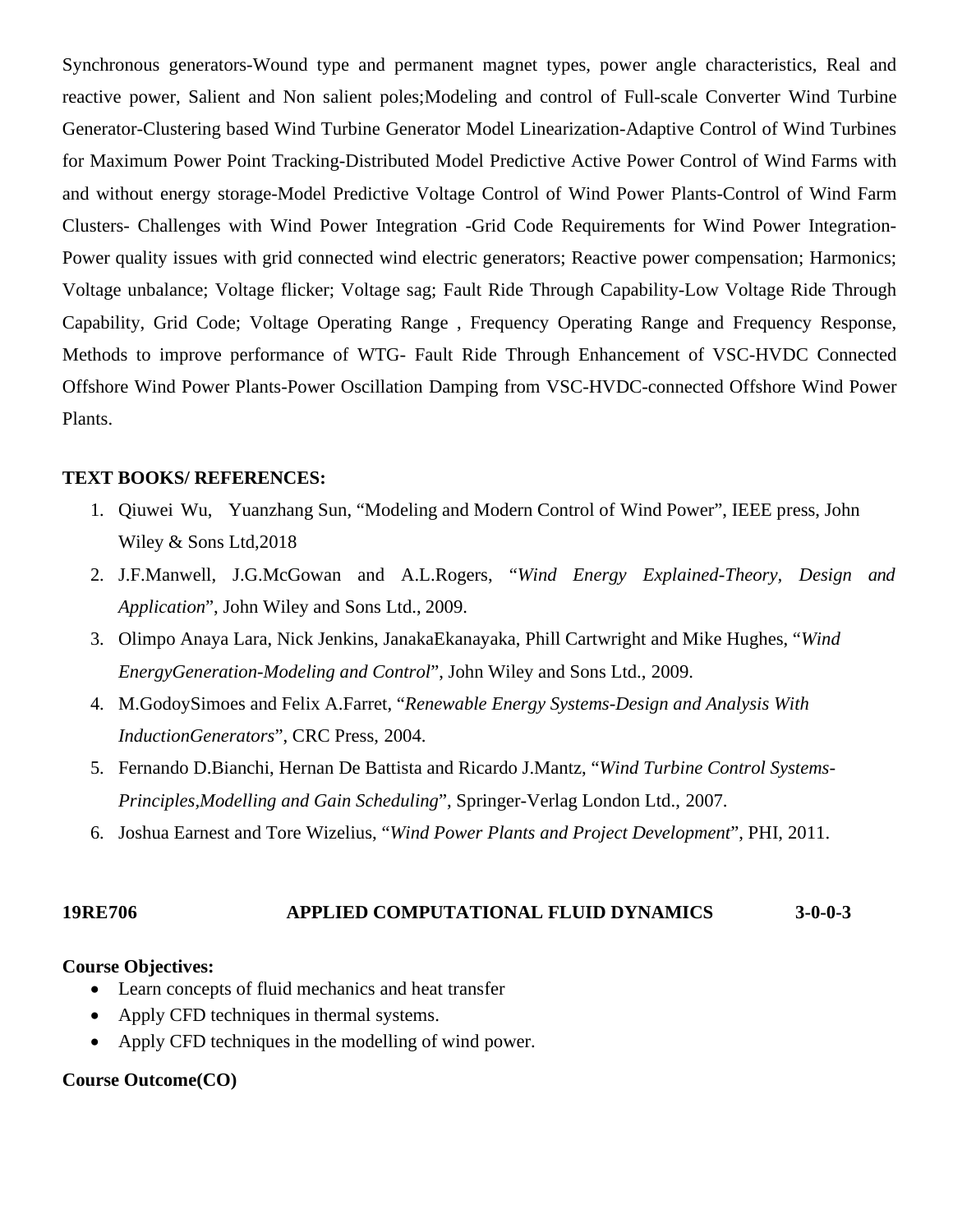Synchronous generators-Wound type and permanent magnet types, power angle characteristics, Real and reactive power, Salient and Non salient poles;Modeling and control of Full-scale Converter Wind Turbine Generator-Clustering based Wind Turbine Generator Model Linearization-Adaptive Control of Wind Turbines for Maximum Power Point Tracking-Distributed Model Predictive Active Power Control of Wind Farms with and without energy storage-Model Predictive Voltage Control of Wind Power Plants-Control of Wind Farm Clusters- Challenges with Wind Power Integration -Grid Code Requirements for Wind Power Integration-Power quality issues with grid connected wind electric generators; Reactive power compensation; Harmonics; Voltage unbalance; Voltage flicker; Voltage sag; Fault Ride Through Capability-Low Voltage Ride Through Capability, Grid Code; Voltage Operating Range , Frequency Operating Range and Frequency Response, Methods to improve performance of WTG- Fault Ride Through Enhancement of VSC-HVDC Connected Offshore Wind Power Plants-Power Oscillation Damping from VSC-HVDC-connected Offshore Wind Power Plants.

**TEXT BOOKS/ REFERENCES:**

1. Qiuwei Wu, Yuanzhang Sun, "Modeling and Modern Control of Wind Power", IEEE press, John Wiley & Sons Ltd,2018
2. J.F.Manwell, J.G.McGowan and A.L.Rogers, "*Wind Energy Explained-Theory, Design and Application*", John Wiley and Sons Ltd., 2009.
3. Olimpo Anaya Lara, Nick Jenkins, JanakaEkanayaka, Phill Cartwright and Mike Hughes, "*Wind EnergyGeneration-Modeling and Control*", John Wiley and Sons Ltd., 2009.
4. M.GodoySimoes and Felix A.Farret, "*Renewable Energy Systems-Design and Analysis With InductionGenerators*", CRC Press, 2004.
5. Fernando D.Bianchi, Hernan De Battista and Ricardo J.Mantz, "*Wind Turbine Control Systems-Principles,Modelling and Gain Scheduling*", Springer-Verlag London Ltd., 2007.
6. Joshua Earnest and Tore Wizelius, "*Wind Power Plants and Project Development*", PHI, 2011.

## 19RE706 APPLIED COMPUTATIONAL FLUID DYNAMICS 3-0-0-3

**Course Objectives:**

- Learn concepts of fluid mechanics and heat transfer
- Apply CFD techniques in thermal systems.
- Apply CFD techniques in the modelling of wind power.

**Course Outcome(CO)**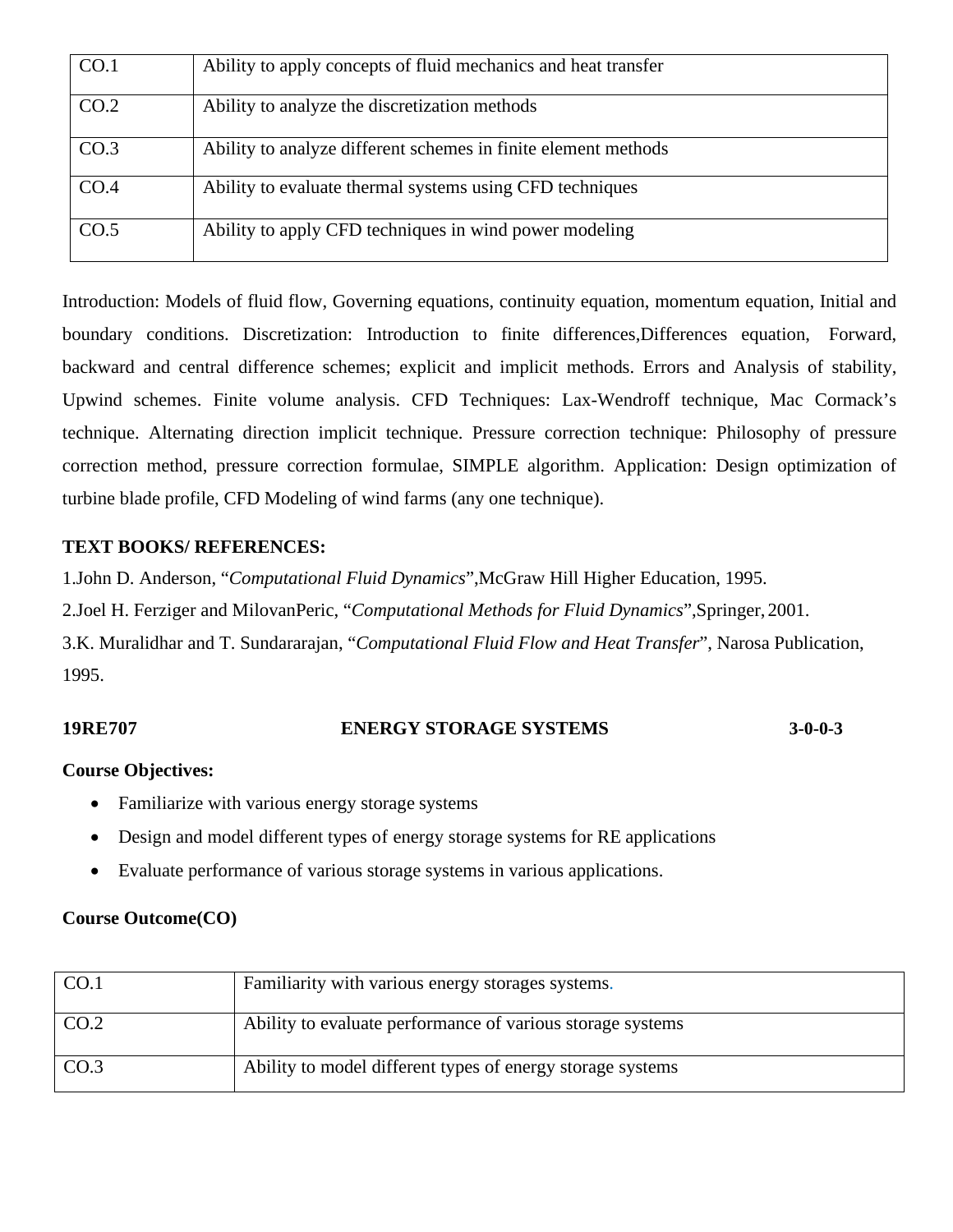| CO.1 | Ability to apply concepts of fluid mechanics and heat transfer |
|---|---|
| CO.2 | Ability to analyze the discretization methods |
| CO.3 | Ability to analyze different schemes in finite element methods |
| CO.4 | Ability to evaluate thermal systems using CFD techniques |
| CO.5 | Ability to apply CFD techniques in wind power modeling |

Introduction: Models of fluid flow, Governing equations, continuity equation, momentum equation, Initial and boundary conditions. Discretization: Introduction to finite differences,Differences equation, Forward, backward and central difference schemes; explicit and implicit methods. Errors and Analysis of stability, Upwind schemes. Finite volume analysis. CFD Techniques: Lax-Wendroff technique, Mac Cormack's technique. Alternating direction implicit technique. Pressure correction technique: Philosophy of pressure correction method, pressure correction formulae, SIMPLE algorithm. Application: Design optimization of turbine blade profile, CFD Modeling of wind farms (any one technique).

**TEXT BOOKS/ REFERENCES:**

1.John D. Anderson, "*Computational Fluid Dynamics*",McGraw Hill Higher Education, 1995.
2.Joel H. Ferziger and MilovanPeric, "*Computational Methods for Fluid Dynamics*",Springer, 2001.
3.K. Muralidhar and T. Sundararajan, "*Computational Fluid Flow and Heat Transfer*", Narosa Publication, 1995.

**19RE707 ENERGY STORAGE SYSTEMS 3-0-0-3**

**Course Objectives:**

- Familiarize with various energy storage systems
- Design and model different types of energy storage systems for RE applications
- Evaluate performance of various storage systems in various applications.

**Course Outcome(CO)**

| CO.1 | Familiarity with various energy storages systems. |
|---|---|
| CO.2 | Ability to evaluate performance of various storage systems |
| CO.3 | Ability to model different types of energy storage systems |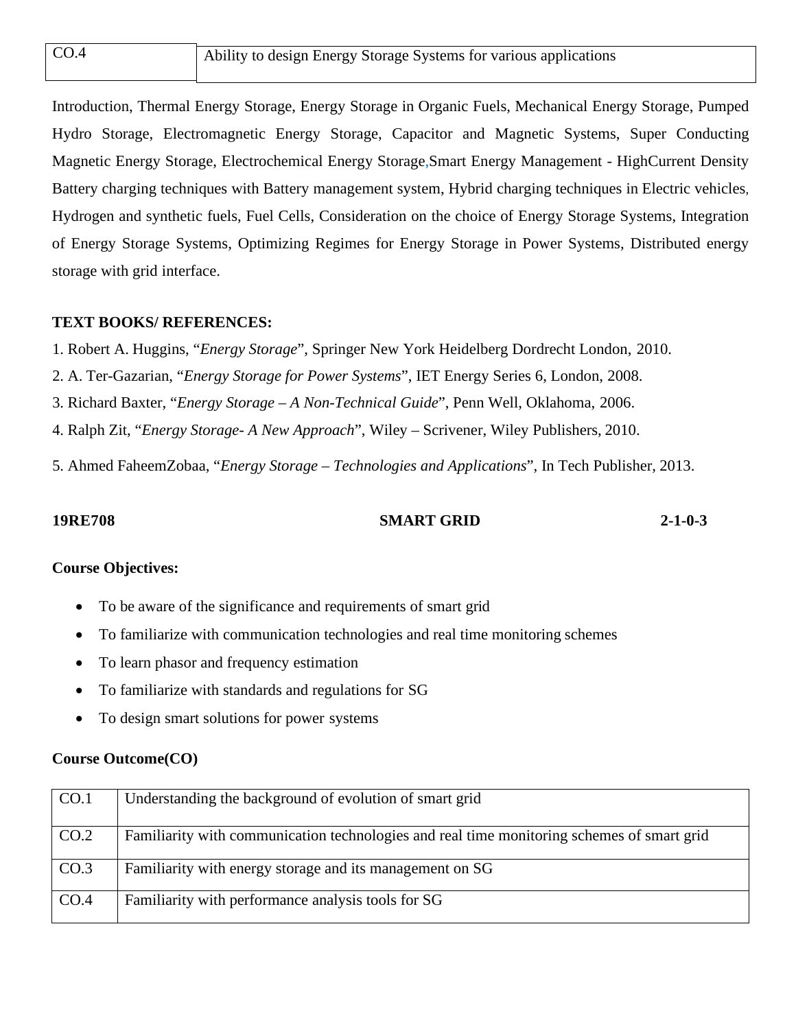| CO.4 | Ability to design Energy Storage Systems for various applications |
| --- | --- |

Introduction, Thermal Energy Storage, Energy Storage in Organic Fuels, Mechanical Energy Storage, Pumped Hydro Storage, Electromagnetic Energy Storage, Capacitor and Magnetic Systems, Super Conducting Magnetic Energy Storage, Electrochemical Energy Storage,Smart Energy Management - HighCurrent Density Battery charging techniques with Battery management system, Hybrid charging techniques in Electric vehicles, Hydrogen and synthetic fuels, Fuel Cells, Consideration on the choice of Energy Storage Systems, Integration of Energy Storage Systems, Optimizing Regimes for Energy Storage in Power Systems, Distributed energy storage with grid interface.

**TEXT BOOKS/ REFERENCES:**

1. Robert A. Huggins, "*Energy Storage*", Springer New York Heidelberg Dordrecht London, 2010.
2. A. Ter-Gazarian, "*Energy Storage for Power Systems*", IET Energy Series 6, London, 2008.
3. Richard Baxter, "*Energy Storage – A Non-Technical Guide*", Penn Well, Oklahoma, 2006.
4. Ralph Zit, "*Energy Storage- A New Approach*", Wiley – Scrivener, Wiley Publishers, 2010.
5. Ahmed FaheemZobaa, "*Energy Storage – Technologies and Applications*", In Tech Publisher, 2013.

**19RE708 SMART GRID 2-1-0-3**

**Course Objectives:**

- To be aware of the significance and requirements of smart grid
- To familiarize with communication technologies and real time monitoring schemes
- To learn phasor and frequency estimation
- To familiarize with standards and regulations for SG
- To design smart solutions for power systems

**Course Outcome(CO)**

| CO.1 | Understanding the background of evolution of smart grid |
| --- | --- |
| CO.2 | Familiarity with communication technologies and real time monitoring schemes of smart grid |
| CO.3 | Familiarity with energy storage and its management on SG |
| CO.4 | Familiarity with performance analysis tools for SG |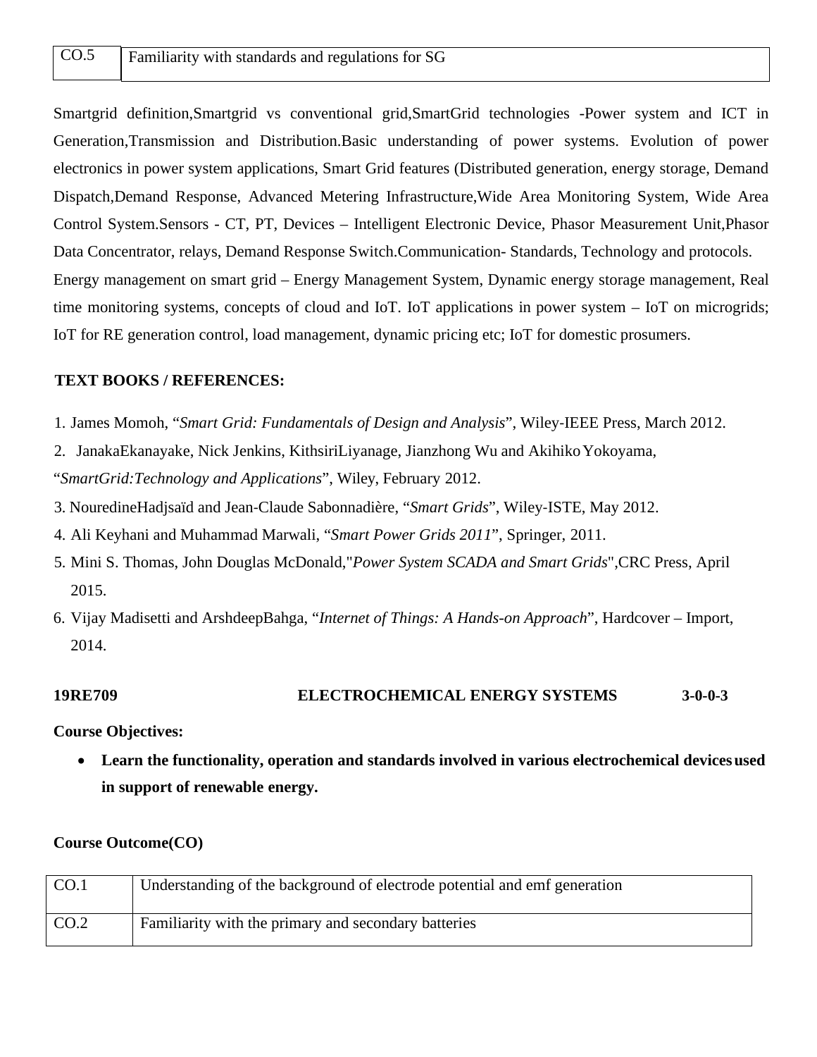| CO.5 | Familiarity with standards and regulations for SG |
|---|---|

Smartgrid definition,Smartgrid vs conventional grid,SmartGrid technologies -Power system and ICT in Generation,Transmission and Distribution.Basic understanding of power systems. Evolution of power electronics in power system applications, Smart Grid features (Distributed generation, energy storage, Demand Dispatch,Demand Response, Advanced Metering Infrastructure,Wide Area Monitoring System, Wide Area Control System.Sensors - CT, PT, Devices – Intelligent Electronic Device, Phasor Measurement Unit,Phasor Data Concentrator, relays, Demand Response Switch.Communication- Standards, Technology and protocols.
Energy management on smart grid – Energy Management System, Dynamic energy storage management, Real time monitoring systems, concepts of cloud and IoT. IoT applications in power system – IoT on microgrids; IoT for RE generation control, load management, dynamic pricing etc; IoT for domestic prosumers.

**TEXT BOOKS / REFERENCES:**

1. James Momoh, "*Smart Grid: Fundamentals of Design and Analysis*", Wiley-IEEE Press, March 2012.
2. JanakaEkanayake, Nick Jenkins, KithsiriLiyanage, Jianzhong Wu and Akihiko Yokoyama, "*SmartGrid:Technology and Applications*", Wiley, February 2012.
3. NouredineHadjsaïd and Jean-Claude Sabonnadière, "*Smart Grids*", Wiley-ISTE, May 2012.
4. Ali Keyhani and Muhammad Marwali, "*Smart Power Grids 2011*", Springer, 2011.
5. Mini S. Thomas, John Douglas McDonald,"*Power System SCADA and Smart Grids*",CRC Press, April 2015.
6. Vijay Madisetti and ArshdeepBahga, "*Internet of Things: A Hands-on Approach*", Hardcover – Import, 2014.

**19RE709 ELECTROCHEMICAL ENERGY SYSTEMS 3-0-0-3**

**Course Objectives:**

- **Learn the functionality, operation and standards involved in various electrochemical devices used in support of renewable energy.**

**Course Outcome(CO)**

| CO.1 | Understanding of the background of electrode potential and emf generation |
|---|---|
| CO.2 | Familiarity with the primary and secondary batteries |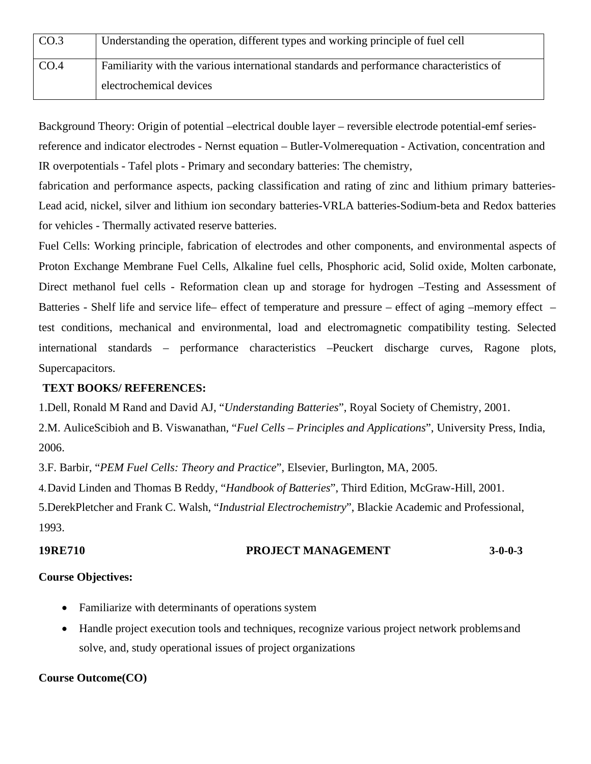| CO.3 | Understanding the operation, different types and working principle of fuel cell |
|---|---|
| CO.4 | Familiarity with the various international standards and performance characteristics of electrochemical devices |

Background Theory: Origin of potential –electrical double layer – reversible electrode potential-emf series-reference and indicator electrodes - Nernst equation – Butler-Volmerequation - Activation, concentration and IR overpotentials - Tafel plots - Primary and secondary batteries: The chemistry,

fabrication and performance aspects, packing classification and rating of zinc and lithium primary batteries-Lead acid, nickel, silver and lithium ion secondary batteries-VRLA batteries-Sodium-beta and Redox batteries for vehicles - Thermally activated reserve batteries.

Fuel Cells: Working principle, fabrication of electrodes and other components, and environmental aspects of Proton Exchange Membrane Fuel Cells, Alkaline fuel cells, Phosphoric acid, Solid oxide, Molten carbonate, Direct methanol fuel cells - Reformation clean up and storage for hydrogen –Testing and Assessment of Batteries - Shelf life and service life– effect of temperature and pressure – effect of aging –memory effect – test conditions, mechanical and environmental, load and electromagnetic compatibility testing. Selected international standards – performance characteristics –Peuckert discharge curves, Ragone plots, Supercapacitors.

**TEXT BOOKS/ REFERENCES:**

1.Dell, Ronald M Rand and David AJ, "*Understanding Batteries*", Royal Society of Chemistry, 2001.

2.M. AuliceScibioh and B. Viswanathan, "*Fuel Cells – Principles and Applications*", University Press, India, 2006.

3.F. Barbir, "*PEM Fuel Cells: Theory and Practice*", Elsevier, Burlington, MA, 2005.

4.David Linden and Thomas B Reddy, "*Handbook of Batteries*", Third Edition, McGraw-Hill, 2001.

5.DerekPletcher and Frank C. Walsh, "*Industrial Electrochemistry*", Blackie Academic and Professional, 1993.

**19RE710 PROJECT MANAGEMENT 3-0-0-3**

**Course Objectives:**

- Familiarize with determinants of operations system
- Handle project execution tools and techniques, recognize various project network problemsand solve, and, study operational issues of project organizations

**Course Outcome(CO)**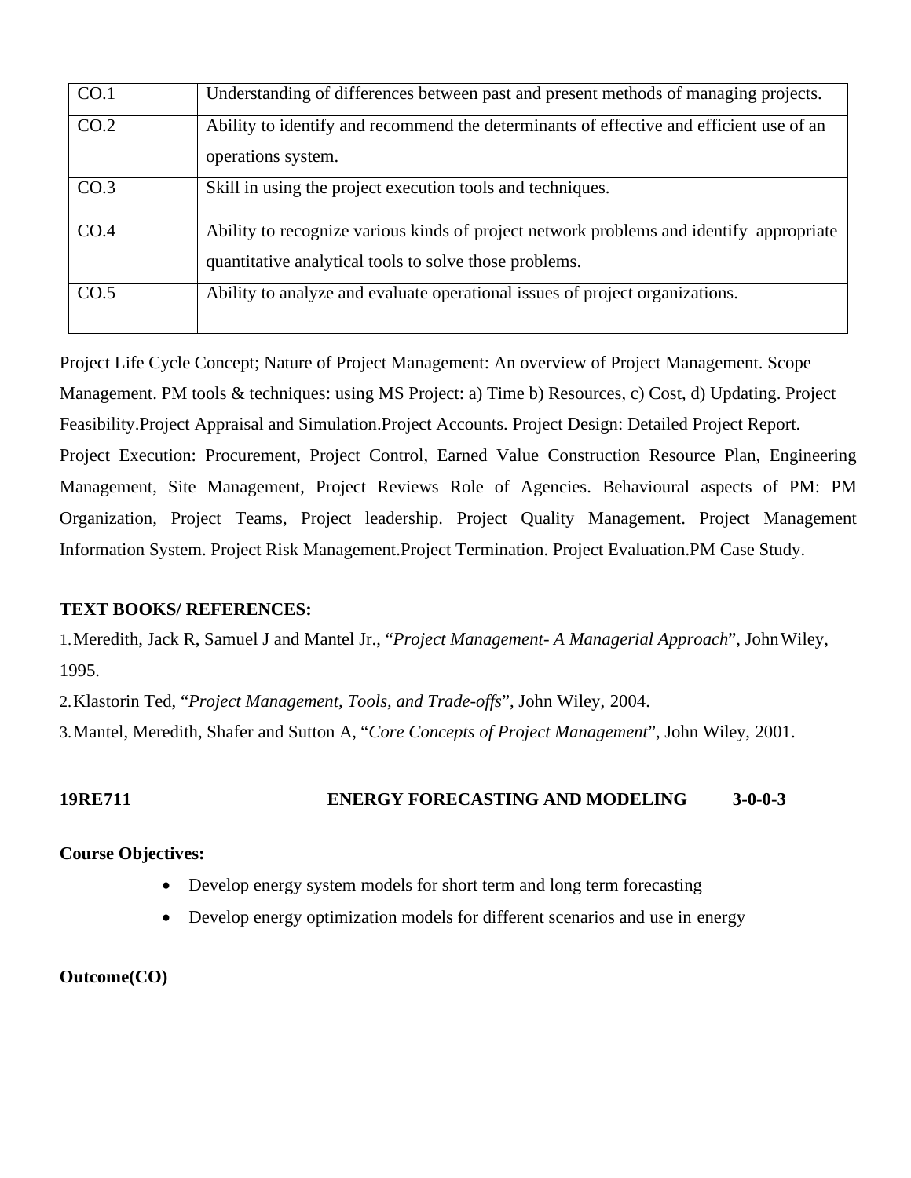| | |
|---|---|
| CO.1 | Understanding of differences between past and present methods of managing projects. |
| CO.2 | Ability to identify and recommend the determinants of effective and efficient use of an operations system. |
| CO.3 | Skill in using the project execution tools and techniques. |
| CO.4 | Ability to recognize various kinds of project network problems and identify appropriate quantitative analytical tools to solve those problems. |
| CO.5 | Ability to analyze and evaluate operational issues of project organizations. |

Project Life Cycle Concept; Nature of Project Management: An overview of Project Management. Scope Management. PM tools & techniques: using MS Project: a) Time b) Resources, c) Cost, d) Updating. Project Feasibility.Project Appraisal and Simulation.Project Accounts. Project Design: Detailed Project Report. Project Execution: Procurement, Project Control, Earned Value Construction Resource Plan, Engineering Management, Site Management, Project Reviews Role of Agencies. Behavioural aspects of PM: PM Organization, Project Teams, Project leadership. Project Quality Management. Project Management Information System. Project Risk Management.Project Termination. Project Evaluation.PM Case Study.

**TEXT BOOKS/ REFERENCES:**

1. Meredith, Jack R, Samuel J and Mantel Jr., "*Project Management- A Managerial Approach*", John Wiley, 1995.
2. Klastorin Ted, "*Project Management, Tools, and Trade-offs*", John Wiley, 2004.
3. Mantel, Meredith, Shafer and Sutton A, "*Core Concepts of Project Management*", John Wiley, 2001.

## 19RE711 ENERGY FORECASTING AND MODELING 3-0-0-3

**Course Objectives:**

- Develop energy system models for short term and long term forecasting
- Develop energy optimization models for different scenarios and use in energy

**Outcome(CO)**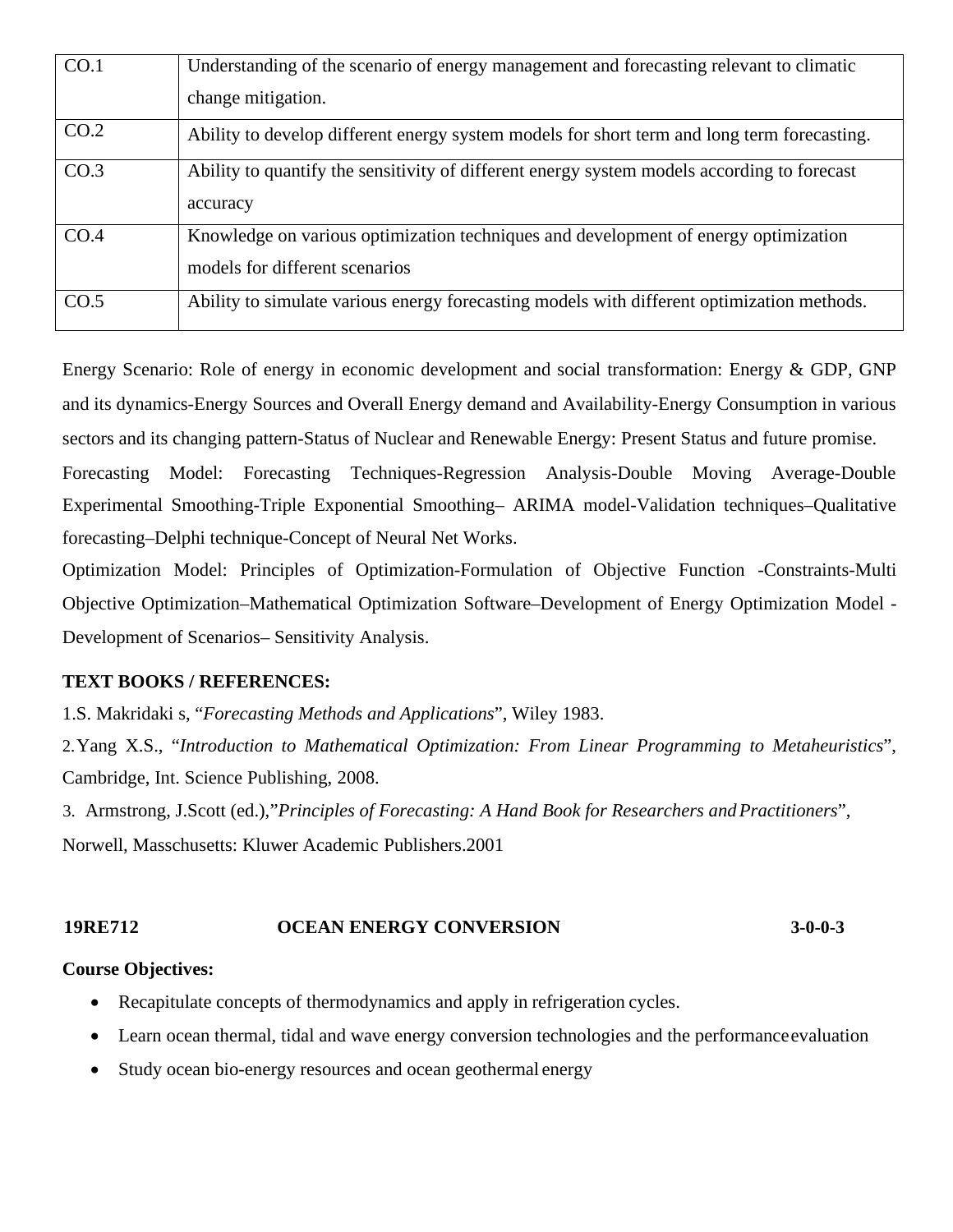| | |
|---|---|
| CO.1 | Understanding of the scenario of energy management and forecasting relevant to climatic change mitigation. |
| CO.2 | Ability to develop different energy system models for short term and long term forecasting. |
| CO.3 | Ability to quantify the sensitivity of different energy system models according to forecast accuracy |
| CO.4 | Knowledge on various optimization techniques and development of energy optimization models for different scenarios |
| CO.5 | Ability to simulate various energy forecasting models with different optimization methods. |

Energy Scenario: Role of energy in economic development and social transformation: Energy & GDP, GNP and its dynamics-Energy Sources and Overall Energy demand and Availability-Energy Consumption in various sectors and its changing pattern-Status of Nuclear and Renewable Energy: Present Status and future promise.

Forecasting Model: Forecasting Techniques-Regression Analysis-Double Moving Average-Double Experimental Smoothing-Triple Exponential Smoothing– ARIMA model-Validation techniques–Qualitative forecasting–Delphi technique-Concept of Neural Net Works.

Optimization Model: Principles of Optimization-Formulation of Objective Function -Constraints-Multi Objective Optimization–Mathematical Optimization Software–Development of Energy Optimization Model -Development of Scenarios– Sensitivity Analysis.

**TEXT BOOKS / REFERENCES:**

1.S. Makridaki s, "*Forecasting Methods and Applications*", Wiley 1983.

2.Yang X.S., "*Introduction to Mathematical Optimization: From Linear Programming to Metaheuristics*", Cambridge, Int. Science Publishing, 2008.

3. Armstrong, J.Scott (ed.),"*Principles of Forecasting: A Hand Book for Researchers and Practitioners*", Norwell, Masschusetts: Kluwer Academic Publishers.2001

**19RE712 OCEAN ENERGY CONVERSION 3-0-0-3**

**Course Objectives:**

- Recapitulate concepts of thermodynamics and apply in refrigeration cycles.
- Learn ocean thermal, tidal and wave energy conversion technologies and the performance evaluation
- Study ocean bio-energy resources and ocean geothermal energy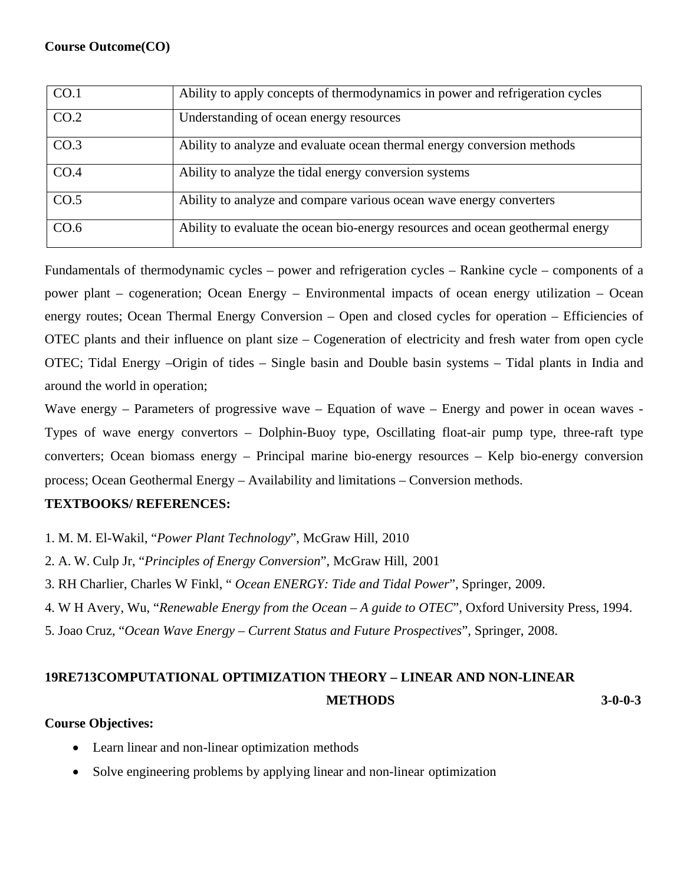**Course Outcome(CO)**

| | |
|---|---|
| CO.1 | Ability to apply concepts of thermodynamics in power and refrigeration cycles |
| CO.2 | Understanding of ocean energy resources |
| CO.3 | Ability to analyze and evaluate ocean thermal energy conversion methods |
| CO.4 | Ability to analyze the tidal energy conversion systems |
| CO.5 | Ability to analyze and compare various ocean wave energy converters |
| CO.6 | Ability to evaluate the ocean bio-energy resources and ocean geothermal energy |

Fundamentals of thermodynamic cycles – power and refrigeration cycles – Rankine cycle – components of a power plant – cogeneration; Ocean Energy – Environmental impacts of ocean energy utilization – Ocean energy routes; Ocean Thermal Energy Conversion – Open and closed cycles for operation – Efficiencies of OTEC plants and their influence on plant size – Cogeneration of electricity and fresh water from open cycle OTEC; Tidal Energy –Origin of tides – Single basin and Double basin systems – Tidal plants in India and around the world in operation;

Wave energy – Parameters of progressive wave – Equation of wave – Energy and power in ocean waves - Types of wave energy convertors – Dolphin-Buoy type, Oscillating float-air pump type, three-raft type converters; Ocean biomass energy – Principal marine bio-energy resources – Kelp bio-energy conversion process; Ocean Geothermal Energy – Availability and limitations – Conversion methods.

**TEXTBOOKS/ REFERENCES:**

1. M. M. El-Wakil, "*Power Plant Technology*", McGraw Hill, 2010
2. A. W. Culp Jr, "*Principles of Energy Conversion*", McGraw Hill, 2001
3. RH Charlier, Charles W Finkl, " *Ocean ENERGY: Tide and Tidal Power*", Springer, 2009.
4. W H Avery, Wu, "*Renewable Energy from the Ocean – A guide to OTEC*", Oxford University Press, 1994.
5. Joao Cruz, "*Ocean Wave Energy – Current Status and Future Prospectives*", Springer, 2008.

## 19RE713COMPUTATIONAL OPTIMIZATION THEORY – LINEAR AND NON-LINEAR METHODS 3-0-0-3

**Course Objectives:**

- Learn linear and non-linear optimization methods
- Solve engineering problems by applying linear and non-linear optimization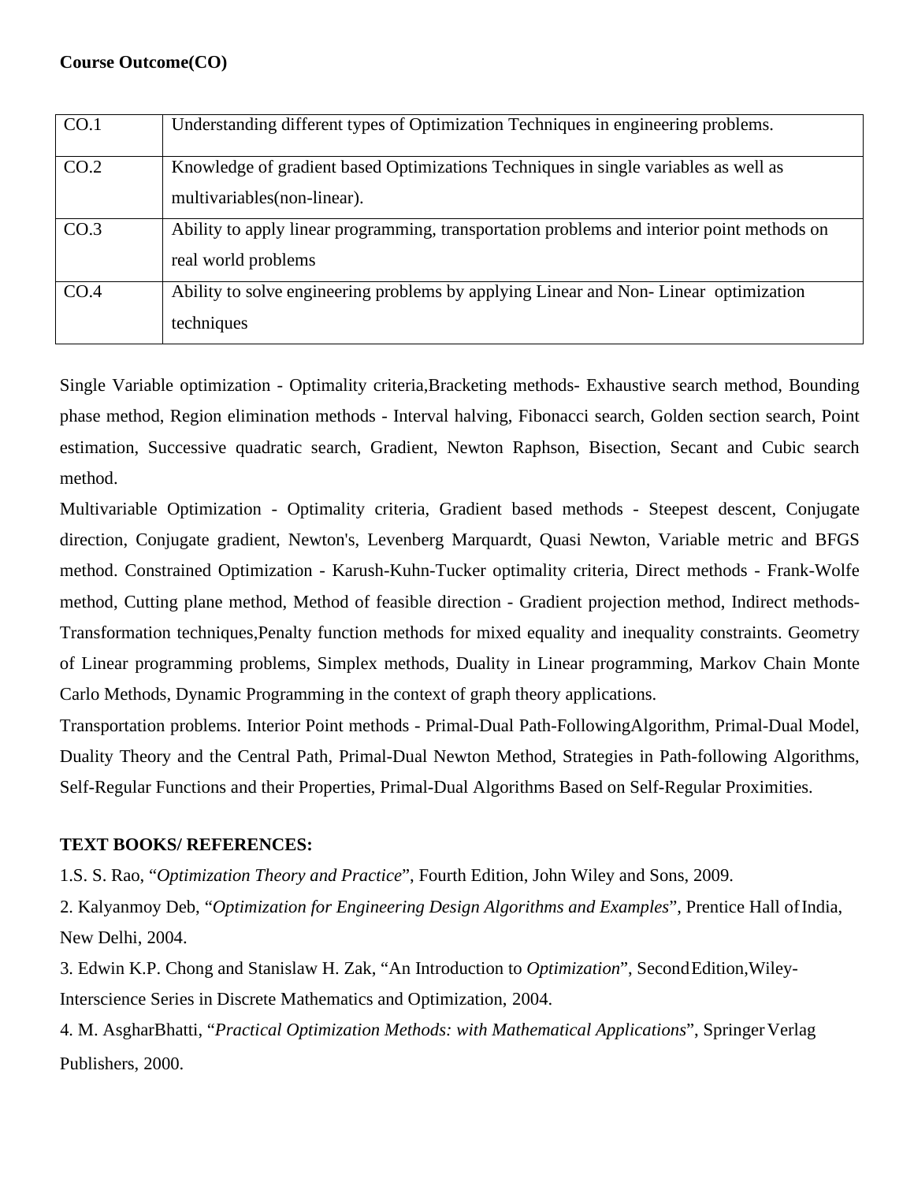**Course Outcome(CO)**

| | |
|---|---|
| CO.1 | Understanding different types of Optimization Techniques in engineering problems. |
| CO.2 | Knowledge of gradient based Optimizations Techniques in single variables as well as multivariables(non-linear). |
| CO.3 | Ability to apply linear programming, transportation problems and interior point methods on real world problems |
| CO.4 | Ability to solve engineering problems by applying Linear and Non- Linear optimization techniques |

Single Variable optimization - Optimality criteria,Bracketing methods- Exhaustive search method, Bounding phase method, Region elimination methods - Interval halving, Fibonacci search, Golden section search, Point estimation, Successive quadratic search, Gradient, Newton Raphson, Bisection, Secant and Cubic search method.

Multivariable Optimization - Optimality criteria, Gradient based methods - Steepest descent, Conjugate direction, Conjugate gradient, Newton's, Levenberg Marquardt, Quasi Newton, Variable metric and BFGS method. Constrained Optimization - Karush-Kuhn-Tucker optimality criteria, Direct methods - Frank-Wolfe method, Cutting plane method, Method of feasible direction - Gradient projection method, Indirect methods- Transformation techniques,Penalty function methods for mixed equality and inequality constraints. Geometry of Linear programming problems, Simplex methods, Duality in Linear programming, Markov Chain Monte Carlo Methods, Dynamic Programming in the context of graph theory applications.

Transportation problems. Interior Point methods - Primal-Dual Path-FollowingAlgorithm, Primal-Dual Model, Duality Theory and the Central Path, Primal-Dual Newton Method, Strategies in Path-following Algorithms, Self-Regular Functions and their Properties, Primal-Dual Algorithms Based on Self-Regular Proximities.

**TEXT BOOKS/ REFERENCES:**

1.S. S. Rao, "*Optimization Theory and Practice*", Fourth Edition, John Wiley and Sons, 2009.

2. Kalyanmoy Deb, "*Optimization for Engineering Design Algorithms and Examples*", Prentice Hall of India, New Delhi, 2004.

3. Edwin K.P. Chong and Stanislaw H. Zak, "An Introduction to *Optimization*", Second Edition,Wiley-Interscience Series in Discrete Mathematics and Optimization, 2004.

4. M. AsgharBhatti, "*Practical Optimization Methods: with Mathematical Applications*", Springer Verlag Publishers, 2000.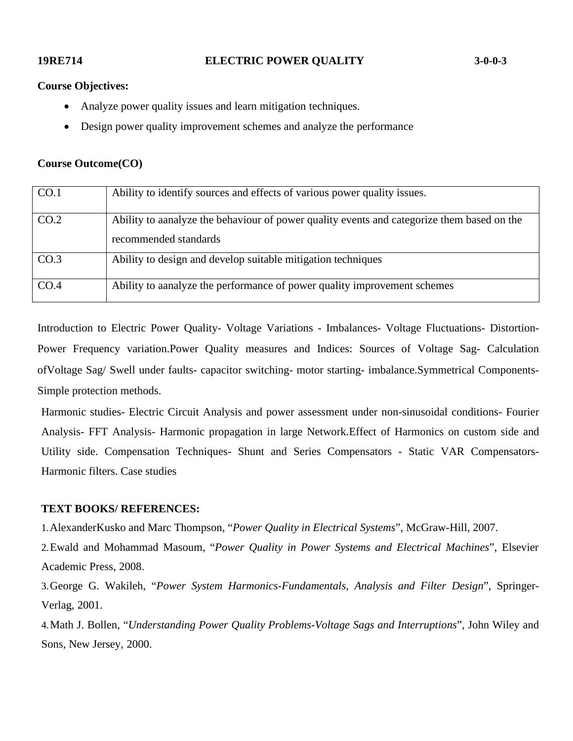**19RE714 ELECTRIC POWER QUALITY 3-0-0-3**

**Course Objectives:**

- Analyze power quality issues and learn mitigation techniques.
- Design power quality improvement schemes and analyze the performance

**Course Outcome(CO)**

| | |
|---|---|
| CO.1 | Ability to identify sources and effects of various power quality issues. |
| CO.2 | Ability to aanalyze the behaviour of power quality events and categorize them based on the recommended standards |
| CO.3 | Ability to design and develop suitable mitigation techniques |
| CO.4 | Ability to aanalyze the performance of power quality improvement schemes |

Introduction to Electric Power Quality- Voltage Variations - Imbalances- Voltage Fluctuations- Distortion- Power Frequency variation.Power Quality measures and Indices: Sources of Voltage Sag- Calculation ofVoltage Sag/ Swell under faults- capacitor switching- motor starting- imbalance.Symmetrical Components- Simple protection methods.

Harmonic studies- Electric Circuit Analysis and power assessment under non-sinusoidal conditions- Fourier Analysis- FFT Analysis- Harmonic propagation in large Network.Effect of Harmonics on custom side and Utility side. Compensation Techniques- Shunt and Series Compensators - Static VAR Compensators- Harmonic filters. Case studies

**TEXT BOOKS/ REFERENCES:**

1. AlexanderKusko and Marc Thompson, "*Power Quality in Electrical Systems*", McGraw-Hill, 2007.
2. Ewald and Mohammad Masoum, "*Power Quality in Power Systems and Electrical Machines*", Elsevier Academic Press, 2008.
3. George G. Wakileh, "*Power System Harmonics-Fundamentals, Analysis and Filter Design*", Springer-Verlag, 2001.
4. Math J. Bollen, "*Understanding Power Quality Problems-Voltage Sags and Interruptions*", John Wiley and Sons, New Jersey, 2000.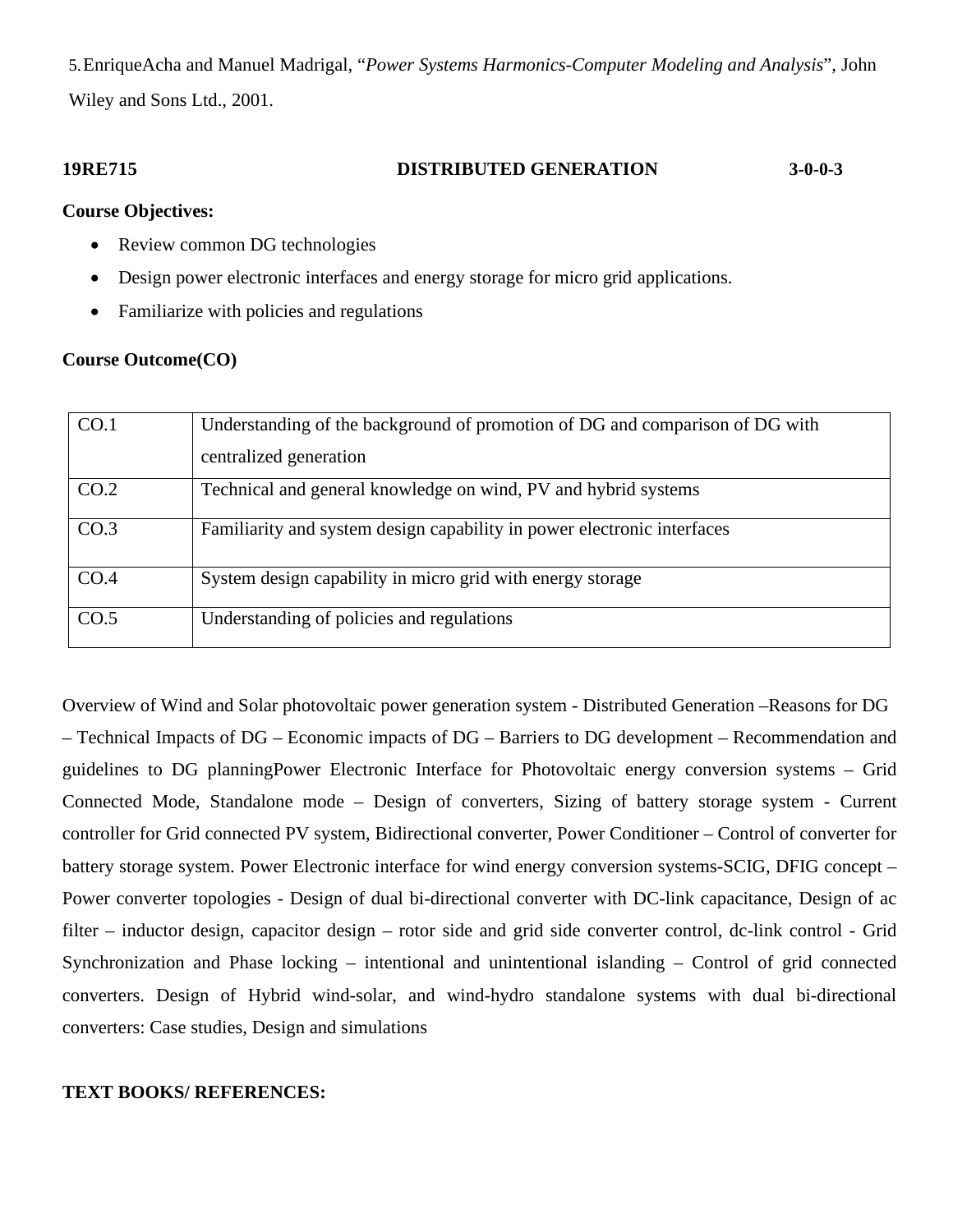5. EnriqueAcha and Manuel Madrigal, "*Power Systems Harmonics-Computer Modeling and Analysis*", John Wiley and Sons Ltd., 2001.

**19RE715 DISTRIBUTED GENERATION 3-0-0-3**

**Course Objectives:**

- Review common DG technologies
- Design power electronic interfaces and energy storage for micro grid applications.
- Familiarize with policies and regulations

**Course Outcome(CO)**

| | |
|---|---|
| CO.1 | Understanding of the background of promotion of DG and comparison of DG with centralized generation |
| CO.2 | Technical and general knowledge on wind, PV and hybrid systems |
| CO.3 | Familiarity and system design capability in power electronic interfaces |
| CO.4 | System design capability in micro grid with energy storage |
| CO.5 | Understanding of policies and regulations |

Overview of Wind and Solar photovoltaic power generation system - Distributed Generation –Reasons for DG – Technical Impacts of DG – Economic impacts of DG – Barriers to DG development – Recommendation and guidelines to DG planningPower Electronic Interface for Photovoltaic energy conversion systems – Grid Connected Mode, Standalone mode – Design of converters, Sizing of battery storage system - Current controller for Grid connected PV system, Bidirectional converter, Power Conditioner – Control of converter for battery storage system. Power Electronic interface for wind energy conversion systems-SCIG, DFIG concept – Power converter topologies - Design of dual bi-directional converter with DC-link capacitance, Design of ac filter – inductor design, capacitor design – rotor side and grid side converter control, dc-link control - Grid Synchronization and Phase locking – intentional and unintentional islanding – Control of grid connected converters. Design of Hybrid wind-solar, and wind-hydro standalone systems with dual bi-directional converters: Case studies, Design and simulations

**TEXT BOOKS/ REFERENCES:**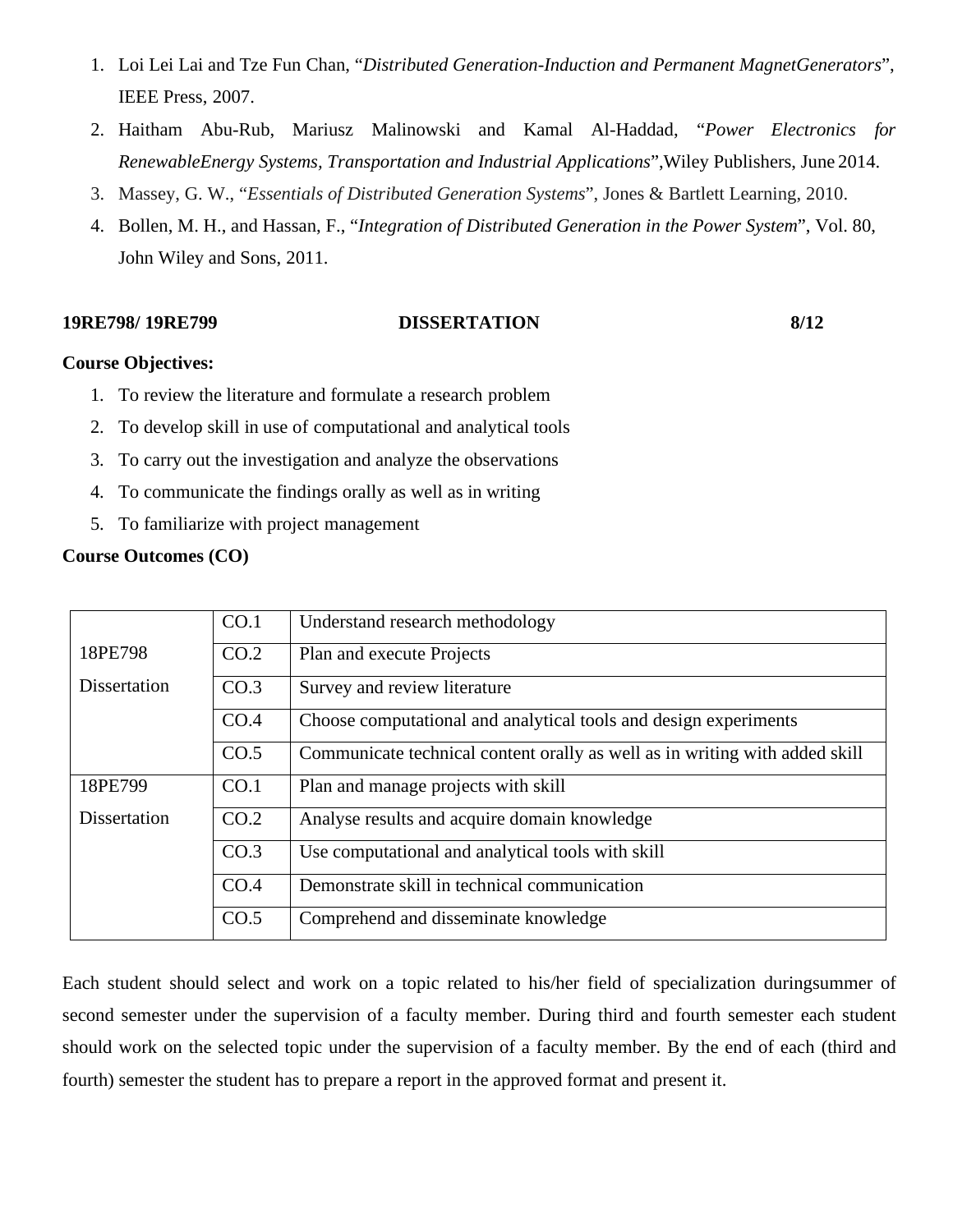1. Loi Lei Lai and Tze Fun Chan, "*Distributed Generation-Induction and Permanent MagnetGenerators*", IEEE Press, 2007.
2. Haitham Abu-Rub, Mariusz Malinowski and Kamal Al-Haddad, "*Power Electronics for RenewableEnergy Systems, Transportation and Industrial Applications*",Wiley Publishers, June 2014.
3. Massey, G. W., "*Essentials of Distributed Generation Systems*", Jones & Bartlett Learning, 2010.
4. Bollen, M. H., and Hassan, F., "*Integration of Distributed Generation in the Power System*", Vol. 80, John Wiley and Sons, 2011.

**19RE798/ 19RE799 DISSERTATION 8/12**

**Course Objectives:**

1. To review the literature and formulate a research problem
2. To develop skill in use of computational and analytical tools
3. To carry out the investigation and analyze the observations
4. To communicate the findings orally as well as in writing
5. To familiarize with project management

**Course Outcomes (CO)**

| | | |
|---|---|---|
| 18PE798 Dissertation | CO.1 | Understand research methodology |
| | CO.2 | Plan and execute Projects |
| | CO.3 | Survey and review literature |
| | CO.4 | Choose computational and analytical tools and design experiments |
| | CO.5 | Communicate technical content orally as well as in writing with added skill |
| 18PE799 Dissertation | CO.1 | Plan and manage projects with skill |
| | CO.2 | Analyse results and acquire domain knowledge |
| | CO.3 | Use computational and analytical tools with skill |
| | CO.4 | Demonstrate skill in technical communication |
| | CO.5 | Comprehend and disseminate knowledge |

Each student should select and work on a topic related to his/her field of specialization duringsummer of second semester under the supervision of a faculty member. During third and fourth semester each student should work on the selected topic under the supervision of a faculty member. By the end of each (third and fourth) semester the student has to prepare a report in the approved format and present it.